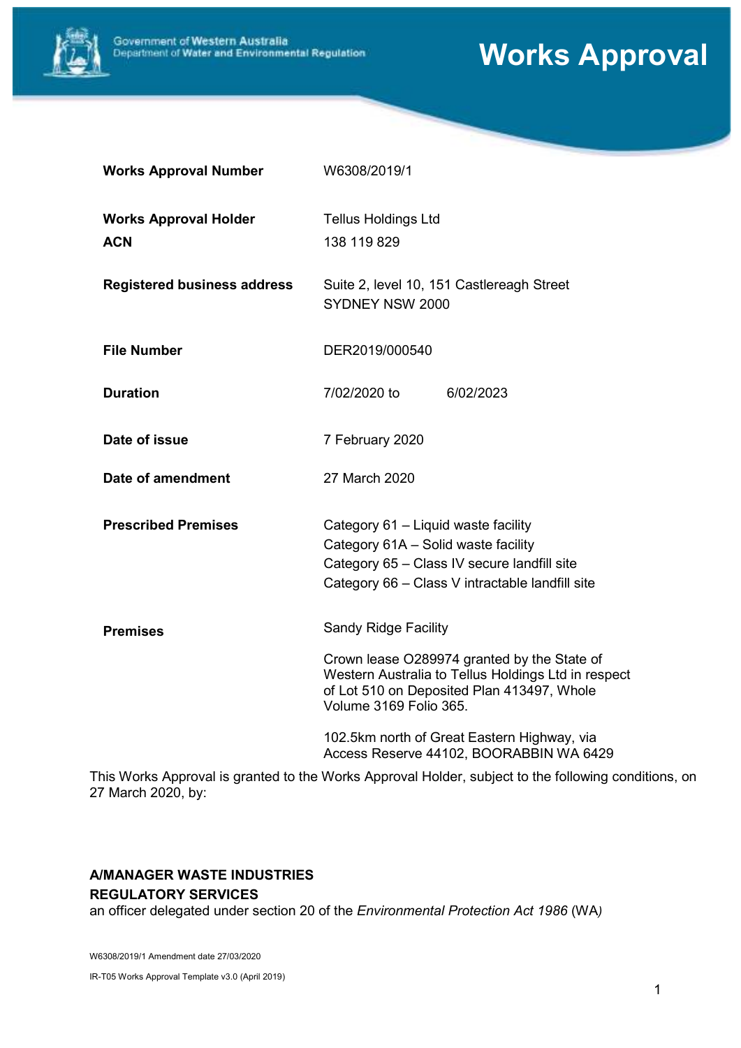Government of Western Australia
Department of Water and Environmental Regulation

# Works Approval

| | |
|---|---|
| **Works Approval Number** | W6308/2019/1 |
| **Works Approval Holder** | Tellus Holdings Ltd |
| **ACN** | 138 119 829 |
| **Registered business address** | Suite 2, level 10, 151 Castlereagh Street SYDNEY NSW 2000 |
| **File Number** | DER2019/000540 |
| **Duration** | 7/02/2020 to 6/02/2023 |
| **Date of issue** | 7 February 2020 |
| **Date of amendment** | 27 March 2020 |
| **Prescribed Premises** | Category 61 – Liquid waste facility<br>Category 61A – Solid waste facility<br>Category 65 – Class IV secure landfill site<br>Category 66 – Class V intractable landfill site |
| **Premises** | Sandy Ridge Facility<br><br>Crown lease O289974 granted by the State of Western Australia to Tellus Holdings Ltd in respect of Lot 510 on Deposited Plan 413497, Whole Volume 3169 Folio 365.<br><br>102.5km north of Great Eastern Highway, via Access Reserve 44102, BOORABBIN WA 6429 |

This Works Approval is granted to the Works Approval Holder, subject to the following conditions, on 27 March 2020, by:

**A/MANAGER WASTE INDUSTRIES**
**REGULATORY SERVICES**
an officer delegated under section 20 of the *Environmental Protection Act 1986* (WA)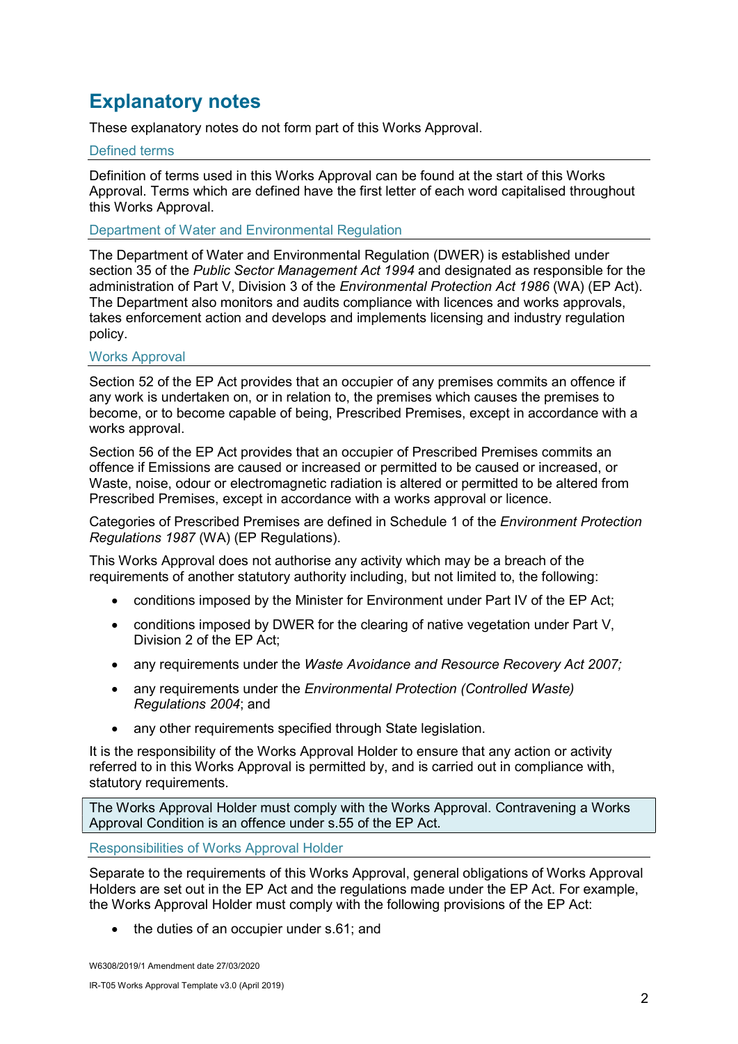# Explanatory notes

These explanatory notes do not form part of this Works Approval.

## Defined terms

Definition of terms used in this Works Approval can be found at the start of this Works Approval. Terms which are defined have the first letter of each word capitalised throughout this Works Approval.

## Department of Water and Environmental Regulation

The Department of Water and Environmental Regulation (DWER) is established under section 35 of the *Public Sector Management Act 1994* and designated as responsible for the administration of Part V, Division 3 of the *Environmental Protection Act 1986* (WA) (EP Act). The Department also monitors and audits compliance with licences and works approvals, takes enforcement action and develops and implements licensing and industry regulation policy.

## Works Approval

Section 52 of the EP Act provides that an occupier of any premises commits an offence if any work is undertaken on, or in relation to, the premises which causes the premises to become, or to become capable of being, Prescribed Premises, except in accordance with a works approval.

Section 56 of the EP Act provides that an occupier of Prescribed Premises commits an offence if Emissions are caused or increased or permitted to be caused or increased, or Waste, noise, odour or electromagnetic radiation is altered or permitted to be altered from Prescribed Premises, except in accordance with a works approval or licence.

Categories of Prescribed Premises are defined in Schedule 1 of the *Environment Protection Regulations 1987* (WA) (EP Regulations).

This Works Approval does not authorise any activity which may be a breach of the requirements of another statutory authority including, but not limited to, the following:

- conditions imposed by the Minister for Environment under Part IV of the EP Act;
- conditions imposed by DWER for the clearing of native vegetation under Part V, Division 2 of the EP Act;
- any requirements under the *Waste Avoidance and Resource Recovery Act 2007;*
- any requirements under the *Environmental Protection (Controlled Waste) Regulations 2004*; and
- any other requirements specified through State legislation.

It is the responsibility of the Works Approval Holder to ensure that any action or activity referred to in this Works Approval is permitted by, and is carried out in compliance with, statutory requirements.

> The Works Approval Holder must comply with the Works Approval. Contravening a Works Approval Condition is an offence under s.55 of the EP Act.

## Responsibilities of Works Approval Holder

Separate to the requirements of this Works Approval, general obligations of Works Approval Holders are set out in the EP Act and the regulations made under the EP Act. For example, the Works Approval Holder must comply with the following provisions of the EP Act:

- the duties of an occupier under s.61; and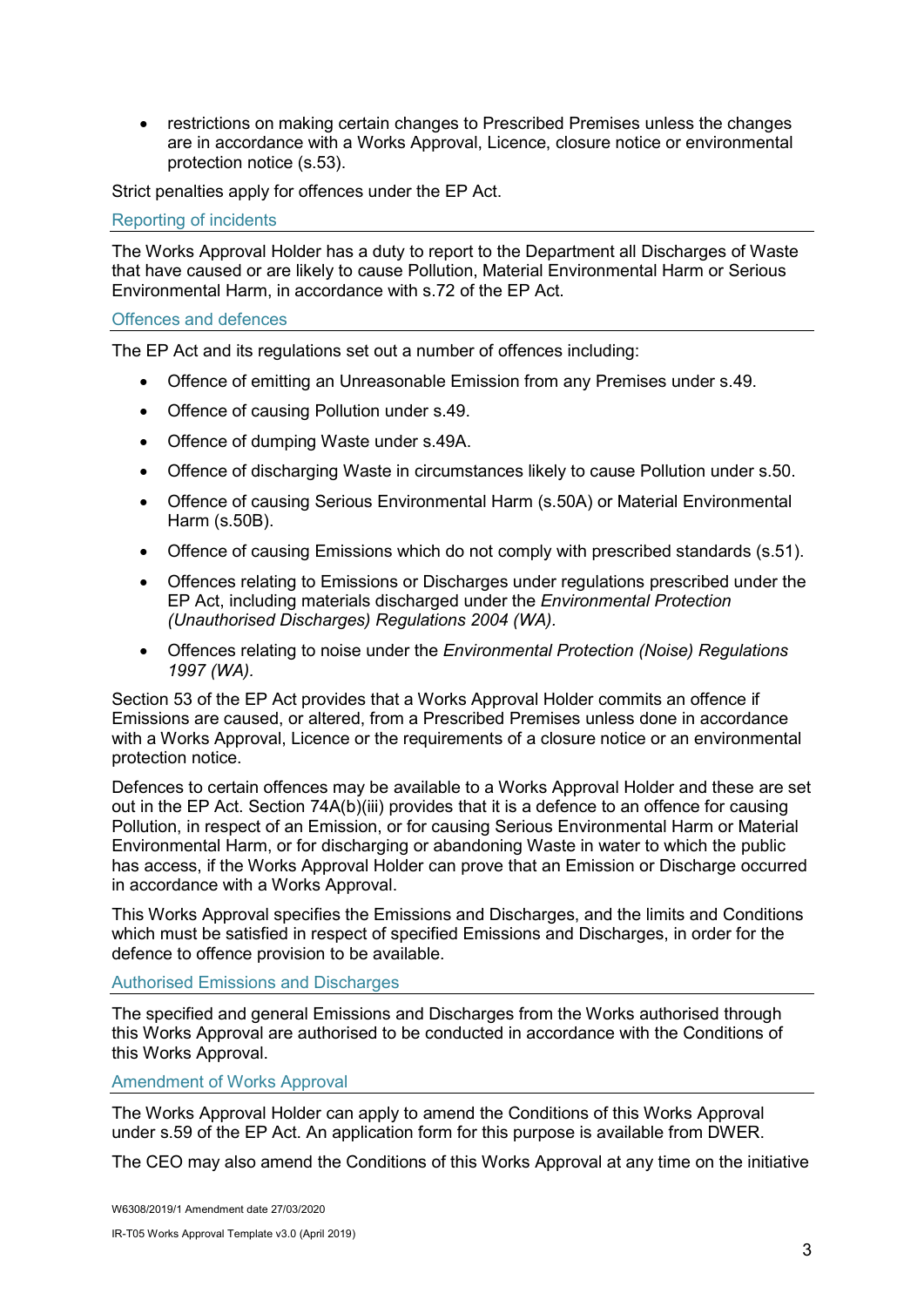- restrictions on making certain changes to Prescribed Premises unless the changes are in accordance with a Works Approval, Licence, closure notice or environmental protection notice (s.53).

Strict penalties apply for offences under the EP Act.

### Reporting of incidents

The Works Approval Holder has a duty to report to the Department all Discharges of Waste that have caused or are likely to cause Pollution, Material Environmental Harm or Serious Environmental Harm, in accordance with s.72 of the EP Act.

### Offences and defences

The EP Act and its regulations set out a number of offences including:

- Offence of emitting an Unreasonable Emission from any Premises under s.49.
- Offence of causing Pollution under s.49.
- Offence of dumping Waste under s.49A.
- Offence of discharging Waste in circumstances likely to cause Pollution under s.50.
- Offence of causing Serious Environmental Harm (s.50A) or Material Environmental Harm (s.50B).
- Offence of causing Emissions which do not comply with prescribed standards (s.51).
- Offences relating to Emissions or Discharges under regulations prescribed under the EP Act, including materials discharged under the *Environmental Protection (Unauthorised Discharges) Regulations 2004 (WA).*
- Offences relating to noise under the *Environmental Protection (Noise) Regulations 1997 (WA).*

Section 53 of the EP Act provides that a Works Approval Holder commits an offence if Emissions are caused, or altered, from a Prescribed Premises unless done in accordance with a Works Approval, Licence or the requirements of a closure notice or an environmental protection notice.

Defences to certain offences may be available to a Works Approval Holder and these are set out in the EP Act. Section 74A(b)(iii) provides that it is a defence to an offence for causing Pollution, in respect of an Emission, or for causing Serious Environmental Harm or Material Environmental Harm, or for discharging or abandoning Waste in water to which the public has access, if the Works Approval Holder can prove that an Emission or Discharge occurred in accordance with a Works Approval.

This Works Approval specifies the Emissions and Discharges, and the limits and Conditions which must be satisfied in respect of specified Emissions and Discharges, in order for the defence to offence provision to be available.

### Authorised Emissions and Discharges

The specified and general Emissions and Discharges from the Works authorised through this Works Approval are authorised to be conducted in accordance with the Conditions of this Works Approval.

### Amendment of Works Approval

The Works Approval Holder can apply to amend the Conditions of this Works Approval under s.59 of the EP Act. An application form for this purpose is available from DWER.

The CEO may also amend the Conditions of this Works Approval at any time on the initiative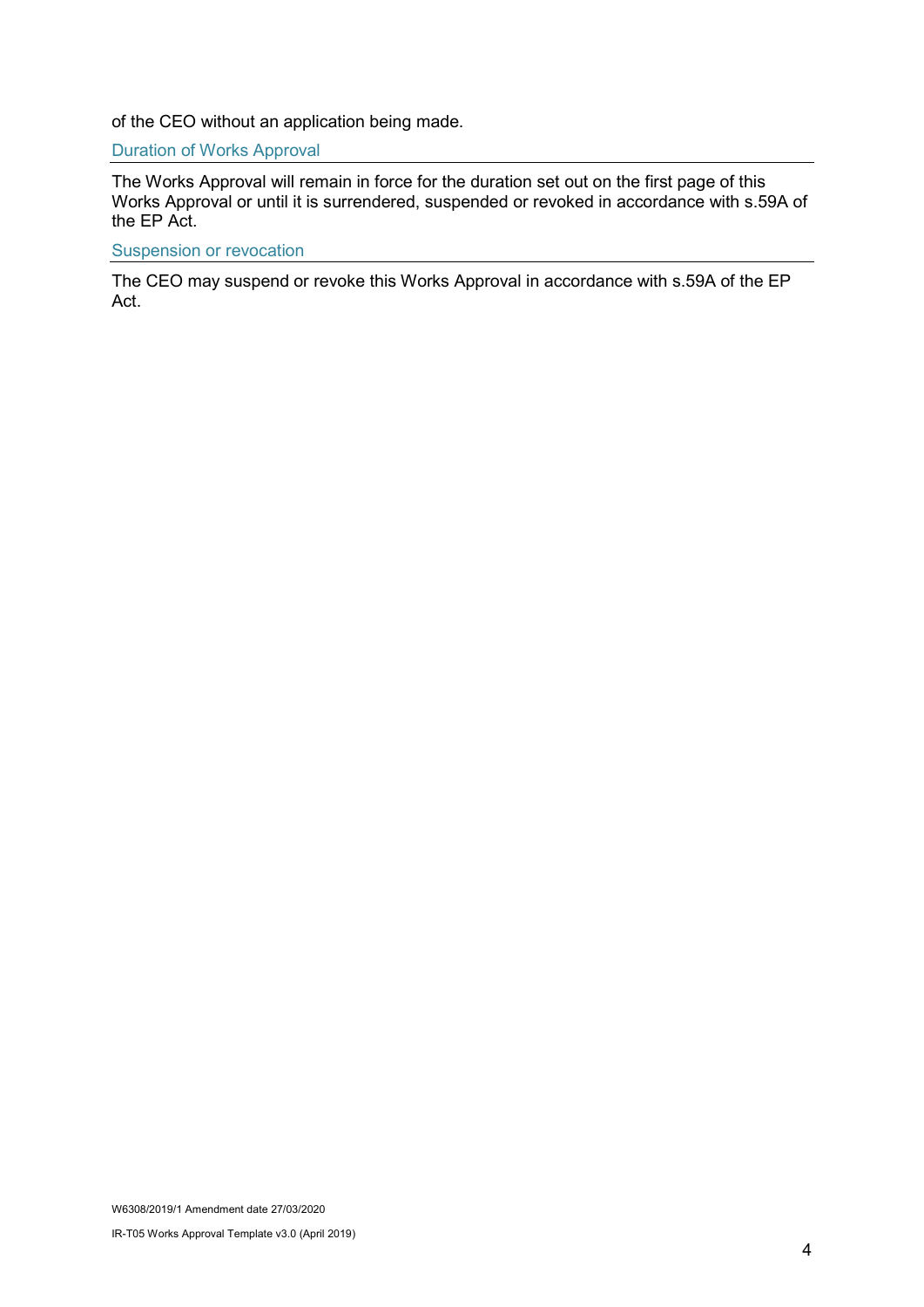of the CEO without an application being made.

## Duration of Works Approval

The Works Approval will remain in force for the duration set out on the first page of this Works Approval or until it is surrendered, suspended or revoked in accordance with s.59A of the EP Act.

## Suspension or revocation

The CEO may suspend or revoke this Works Approval in accordance with s.59A of the EP Act.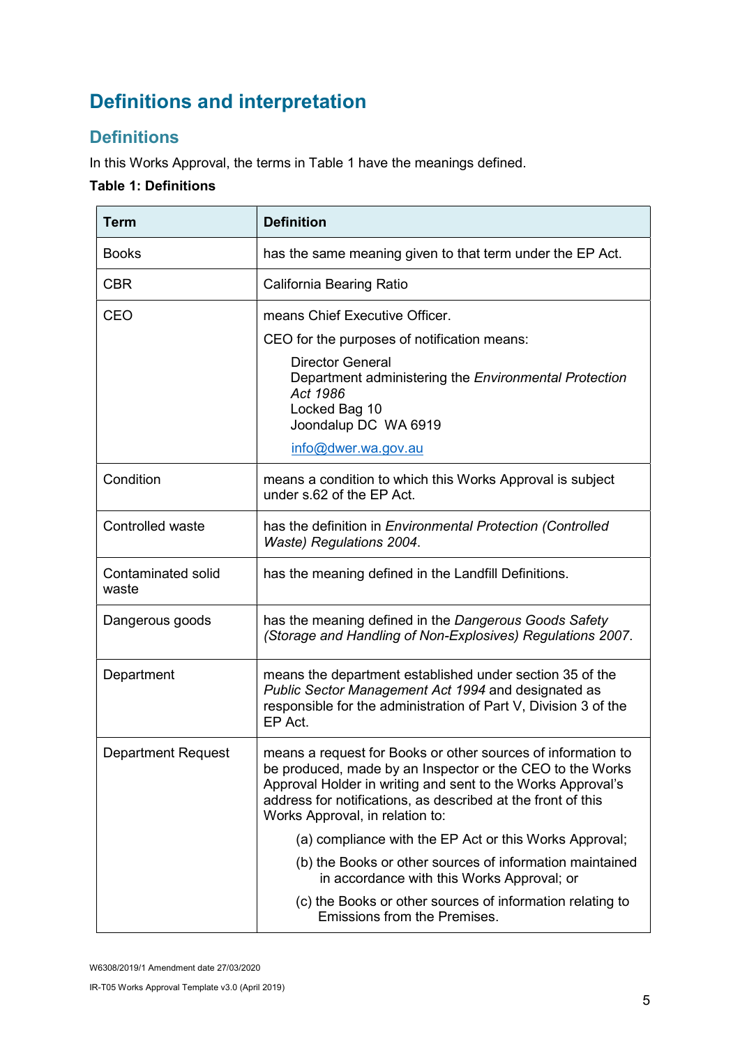# Definitions and interpretation

## Definitions

In this Works Approval, the terms in Table 1 have the meanings defined.

**Table 1: Definitions**

| Term | Definition |
|---|---|
| Books | has the same meaning given to that term under the EP Act. |
| CBR | California Bearing Ratio |
| CEO | means Chief Executive Officer.<br><br>CEO for the purposes of notification means:<br><br>Director General<br>Department administering the *Environmental Protection Act 1986*<br>Locked Bag 10<br>Joondalup DC WA 6919<br><br>info@dwer.wa.gov.au |
| Condition | means a condition to which this Works Approval is subject under s.62 of the EP Act. |
| Controlled waste | has the definition in *Environmental Protection (Controlled Waste) Regulations 2004*. |
| Contaminated solid waste | has the meaning defined in the Landfill Definitions. |
| Dangerous goods | has the meaning defined in the *Dangerous Goods Safety (Storage and Handling of Non-Explosives) Regulations 2007*. |
| Department | means the department established under section 35 of the *Public Sector Management Act 1994* and designated as responsible for the administration of Part V, Division 3 of the EP Act. |
| Department Request | means a request for Books or other sources of information to be produced, made by an Inspector or the CEO to the Works Approval Holder in writing and sent to the Works Approval's address for notifications, as described at the front of this Works Approval, in relation to:<br><br>(a) compliance with the EP Act or this Works Approval;<br><br>(b) the Books or other sources of information maintained in accordance with this Works Approval; or<br><br>(c) the Books or other sources of information relating to Emissions from the Premises. |

W6308/2019/1 Amendment date 27/03/2020

IR-T05 Works Approval Template v3.0 (April 2019)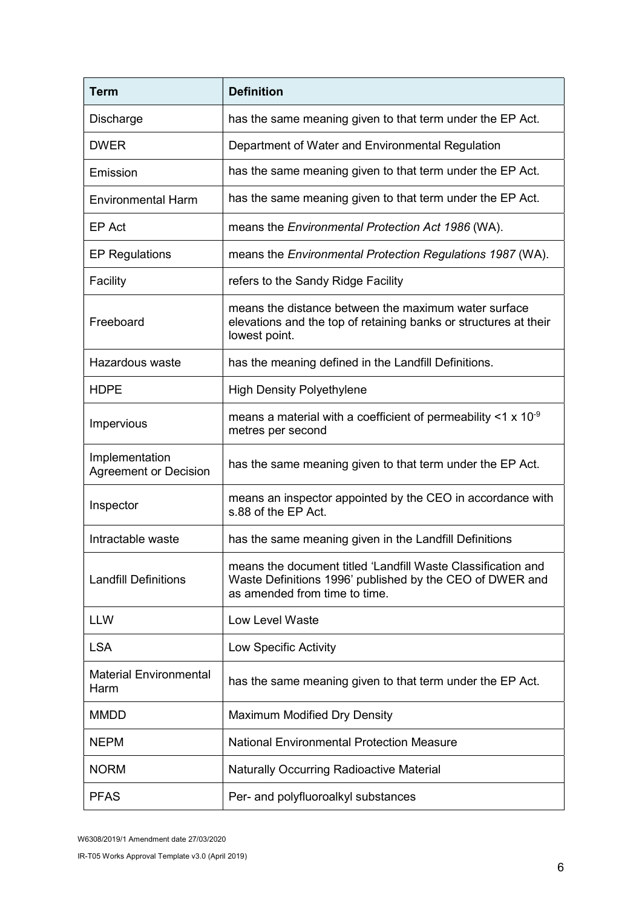| Term | Definition |
|---|---|
| Discharge | has the same meaning given to that term under the EP Act. |
| DWER | Department of Water and Environmental Regulation |
| Emission | has the same meaning given to that term under the EP Act. |
| Environmental Harm | has the same meaning given to that term under the EP Act. |
| EP Act | means the *Environmental Protection Act 1986* (WA). |
| EP Regulations | means the *Environmental Protection Regulations 1987* (WA). |
| Facility | refers to the Sandy Ridge Facility |
| Freeboard | means the distance between the maximum water surface elevations and the top of retaining banks or structures at their lowest point. |
| Hazardous waste | has the meaning defined in the Landfill Definitions. |
| HDPE | High Density Polyethylene |
| Impervious | means a material with a coefficient of permeability $<1 \times 10^{-9}$ metres per second |
| Implementation Agreement or Decision | has the same meaning given to that term under the EP Act. |
| Inspector | means an inspector appointed by the CEO in accordance with s.88 of the EP Act. |
| Intractable waste | has the same meaning given in the Landfill Definitions |
| Landfill Definitions | means the document titled 'Landfill Waste Classification and Waste Definitions 1996' published by the CEO of DWER and as amended from time to time. |
| LLW | Low Level Waste |
| LSA | Low Specific Activity |
| Material Environmental Harm | has the same meaning given to that term under the EP Act. |
| MMDD | Maximum Modified Dry Density |
| NEPM | National Environmental Protection Measure |
| NORM | Naturally Occurring Radioactive Material |
| PFAS | Per- and polyfluoroalkyl substances |

W6308/2019/1 Amendment date 27/03/2020

IR-T05 Works Approval Template v3.0 (April 2019)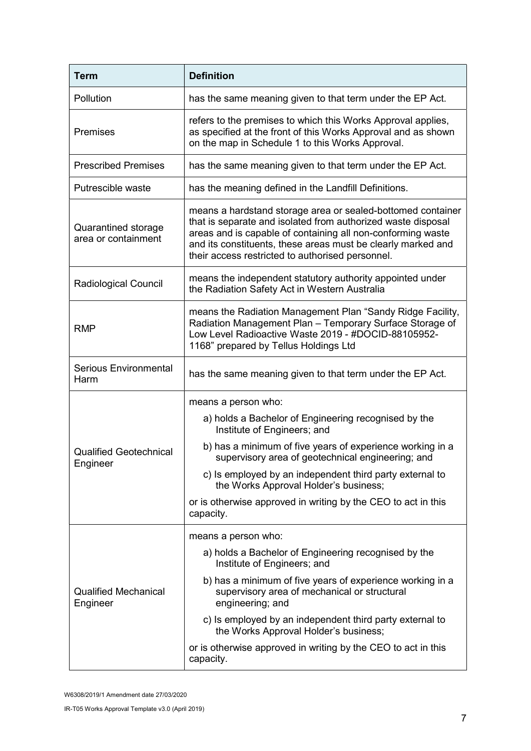| Term | Definition |
| --- | --- |
| Pollution | has the same meaning given to that term under the EP Act. |
| Premises | refers to the premises to which this Works Approval applies, as specified at the front of this Works Approval and as shown on the map in Schedule 1 to this Works Approval. |
| Prescribed Premises | has the same meaning given to that term under the EP Act. |
| Putrescible waste | has the meaning defined in the Landfill Definitions. |
| Quarantined storage area or containment | means a hardstand storage area or sealed-bottomed container that is separate and isolated from authorized waste disposal areas and is capable of containing all non-conforming waste and its constituents, these areas must be clearly marked and their access restricted to authorised personnel. |
| Radiological Council | means the independent statutory authority appointed under the Radiation Safety Act in Western Australia |
| RMP | means the Radiation Management Plan "Sandy Ridge Facility, Radiation Management Plan – Temporary Surface Storage of Low Level Radioactive Waste 2019 - #DOCID-88105952-1168" prepared by Tellus Holdings Ltd |
| Serious Environmental Harm | has the same meaning given to that term under the EP Act. |
| Qualified Geotechnical Engineer | means a person who: <br> a) holds a Bachelor of Engineering recognised by the Institute of Engineers; and <br> b) has a minimum of five years of experience working in a supervisory area of geotechnical engineering; and <br> c) Is employed by an independent third party external to the Works Approval Holder's business; <br> or is otherwise approved in writing by the CEO to act in this capacity. |
| Qualified Mechanical Engineer | means a person who: <br> a) holds a Bachelor of Engineering recognised by the Institute of Engineers; and <br> b) has a minimum of five years of experience working in a supervisory area of mechanical or structural engineering; and <br> c) Is employed by an independent third party external to the Works Approval Holder's business; <br> or is otherwise approved in writing by the CEO to act in this capacity. |

W6308/2019/1 Amendment date 27/03/2020

IR-T05 Works Approval Template v3.0 (April 2019)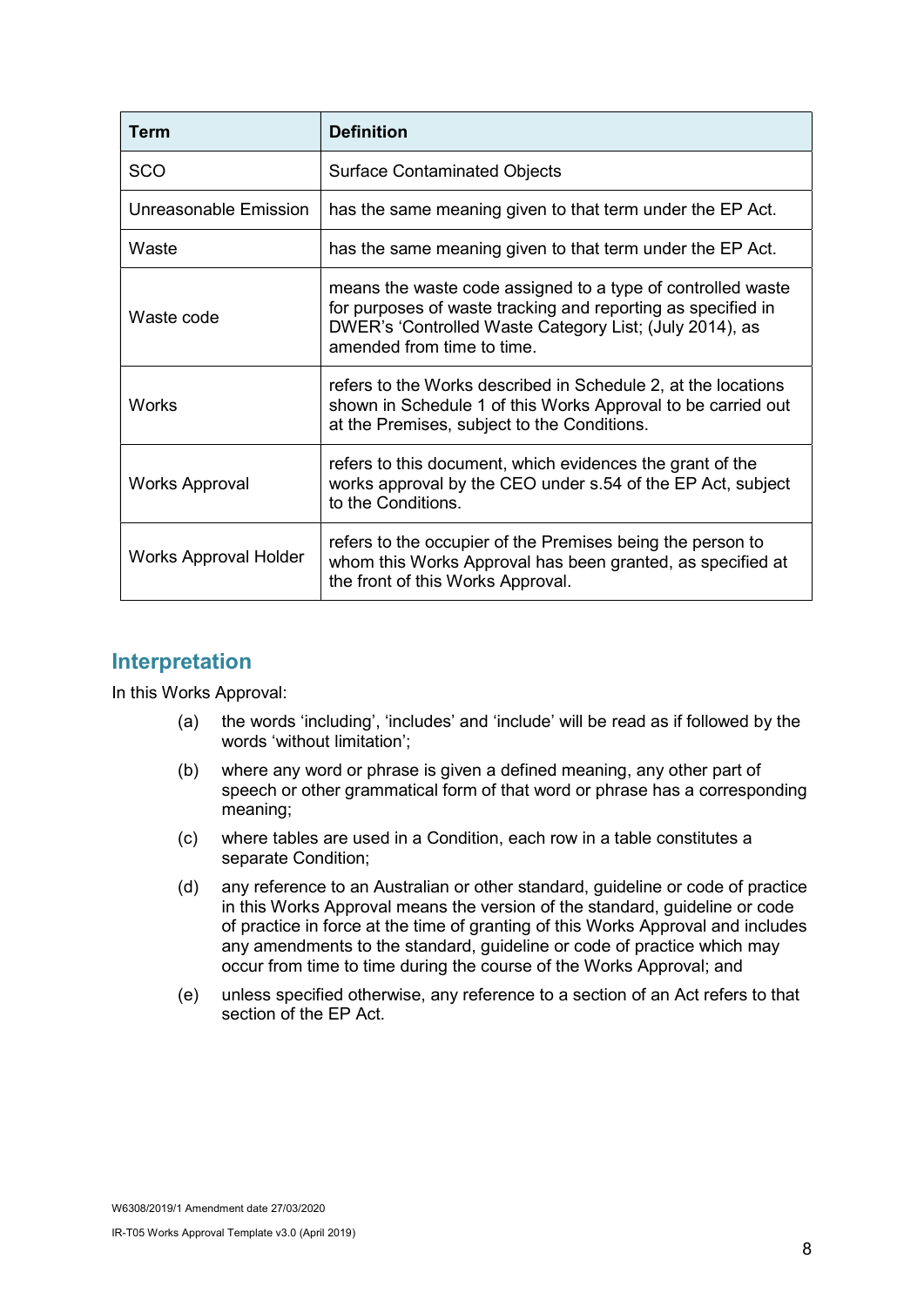| Term | Definition |
| --- | --- |
| SCO | Surface Contaminated Objects |
| Unreasonable Emission | has the same meaning given to that term under the EP Act. |
| Waste | has the same meaning given to that term under the EP Act. |
| Waste code | means the waste code assigned to a type of controlled waste for purposes of waste tracking and reporting as specified in DWER's 'Controlled Waste Category List; (July 2014), as amended from time to time. |
| Works | refers to the Works described in Schedule 2, at the locations shown in Schedule 1 of this Works Approval to be carried out at the Premises, subject to the Conditions. |
| Works Approval | refers to this document, which evidences the grant of the works approval by the CEO under s.54 of the EP Act, subject to the Conditions. |
| Works Approval Holder | refers to the occupier of the Premises being the person to whom this Works Approval has been granted, as specified at the front of this Works Approval. |

## Interpretation

In this Works Approval:

(a) the words 'including', 'includes' and 'include' will be read as if followed by the words 'without limitation';

(b) where any word or phrase is given a defined meaning, any other part of speech or other grammatical form of that word or phrase has a corresponding meaning;

(c) where tables are used in a Condition, each row in a table constitutes a separate Condition;

(d) any reference to an Australian or other standard, guideline or code of practice in this Works Approval means the version of the standard, guideline or code of practice in force at the time of granting of this Works Approval and includes any amendments to the standard, guideline or code of practice which may occur from time to time during the course of the Works Approval; and

(e) unless specified otherwise, any reference to a section of an Act refers to that section of the EP Act.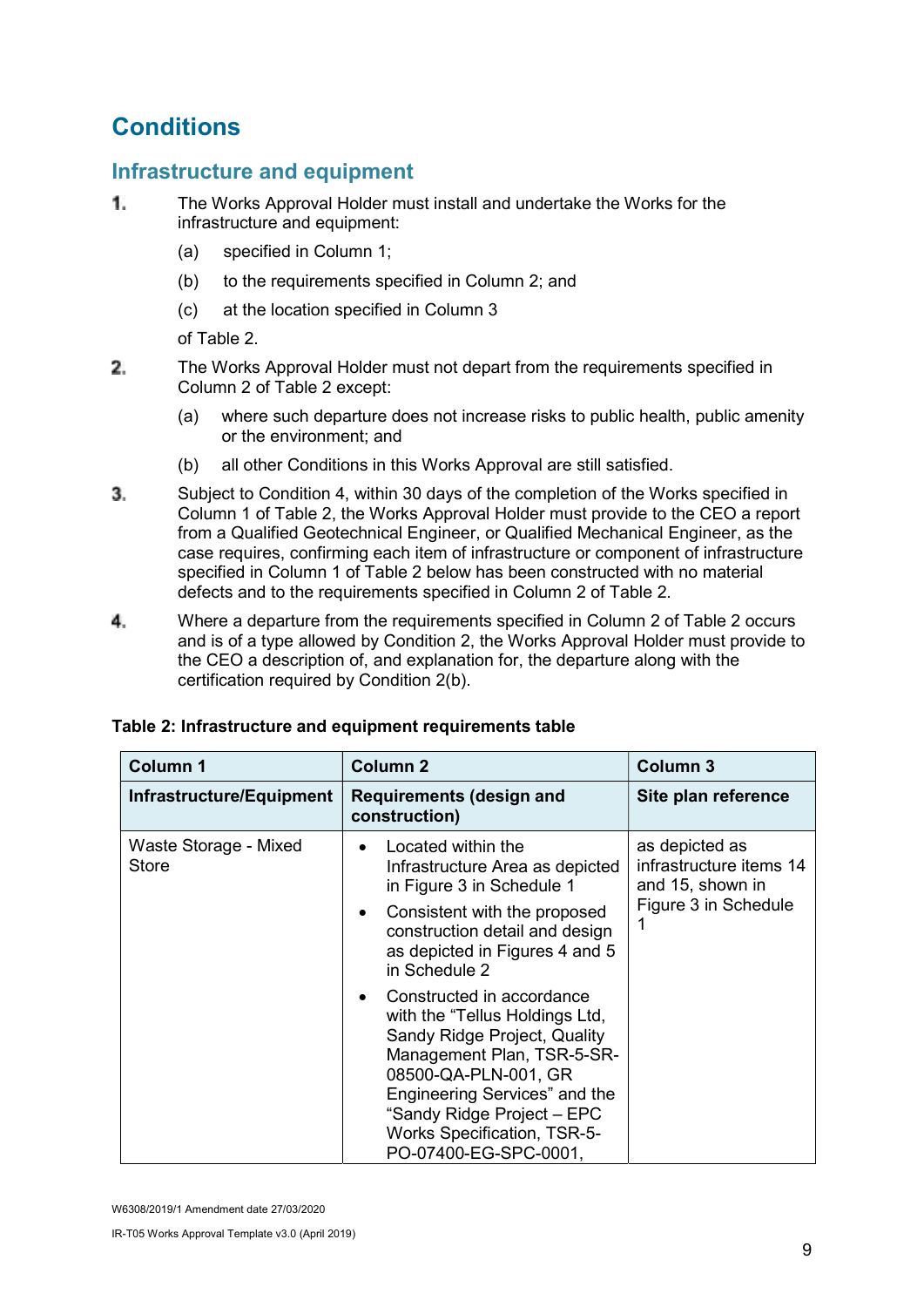# Conditions

## Infrastructure and equipment

1. The Works Approval Holder must install and undertake the Works for the infrastructure and equipment:

   (a) specified in Column 1;

   (b) to the requirements specified in Column 2; and

   (c) at the location specified in Column 3

   of Table 2.

2. The Works Approval Holder must not depart from the requirements specified in Column 2 of Table 2 except:

   (a) where such departure does not increase risks to public health, public amenity or the environment; and

   (b) all other Conditions in this Works Approval are still satisfied.

3. Subject to Condition 4, within 30 days of the completion of the Works specified in Column 1 of Table 2, the Works Approval Holder must provide to the CEO a report from a Qualified Geotechnical Engineer, or Qualified Mechanical Engineer, as the case requires, confirming each item of infrastructure or component of infrastructure specified in Column 1 of Table 2 below has been constructed with no material defects and to the requirements specified in Column 2 of Table 2.

4. Where a departure from the requirements specified in Column 2 of Table 2 occurs and is of a type allowed by Condition 2, the Works Approval Holder must provide to the CEO a description of, and explanation for, the departure along with the certification required by Condition 2(b).

**Table 2: Infrastructure and equipment requirements table**

| Column 1 | Column 2 | Column 3 |
|---|---|---|
| **Infrastructure/Equipment** | **Requirements (design and construction)** | **Site plan reference** |
| Waste Storage - Mixed Store | • Located within the Infrastructure Area as depicted in Figure 3 in Schedule 1<br>• Consistent with the proposed construction detail and design as depicted in Figures 4 and 5 in Schedule 2<br>• Constructed in accordance with the "Tellus Holdings Ltd, Sandy Ridge Project, Quality Management Plan, TSR-5-SR-08500-QA-PLN-001, GR Engineering Services" and the "Sandy Ridge Project – EPC Works Specification, TSR-5-PO-07400-EG-SPC-0001, | as depicted as infrastructure items 14 and 15, shown in Figure 3 in Schedule 1 |

W6308/2019/1 Amendment date 27/03/2020

IR-T05 Works Approval Template v3.0 (April 2019)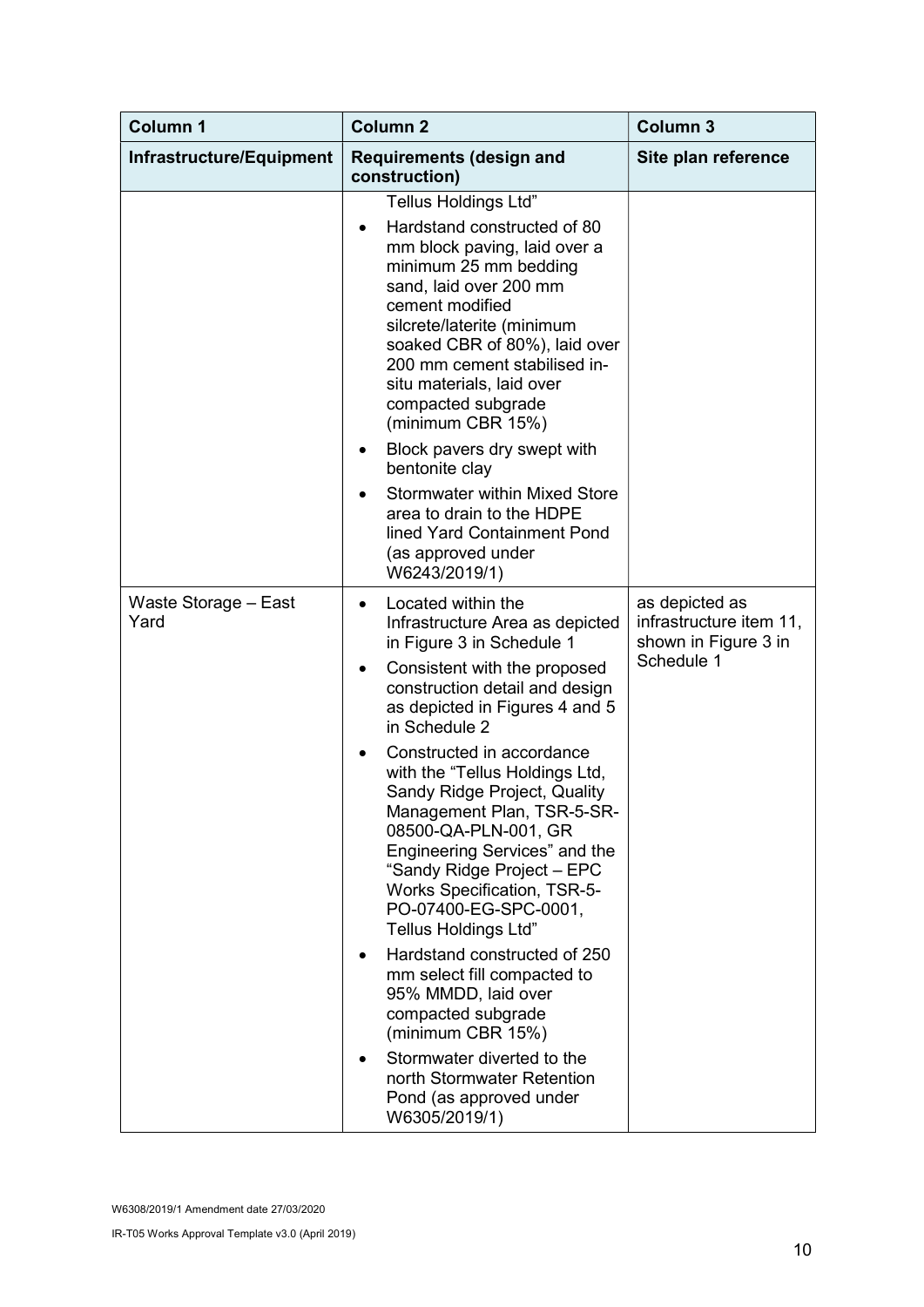| Column 1 | Column 2 | Column 3 |
| --- | --- | --- |
| **Infrastructure/Equipment** | **Requirements (design and construction)** | **Site plan reference** |
| | Tellus Holdings Ltd"<br>• Hardstand constructed of 80 mm block paving, laid over a minimum 25 mm bedding sand, laid over 200 mm cement modified silcrete/laterite (minimum soaked CBR of 80%), laid over 200 mm cement stabilised in-situ materials, laid over compacted subgrade (minimum CBR 15%)<br>• Block pavers dry swept with bentonite clay<br>• Stormwater within Mixed Store area to drain to the HDPE lined Yard Containment Pond (as approved under W6243/2019/1) | |
| Waste Storage – East Yard | • Located within the Infrastructure Area as depicted in Figure 3 in Schedule 1<br>• Consistent with the proposed construction detail and design as depicted in Figures 4 and 5 in Schedule 2<br>• Constructed in accordance with the "Tellus Holdings Ltd, Sandy Ridge Project, Quality Management Plan, TSR-5-SR-08500-QA-PLN-001, GR Engineering Services" and the "Sandy Ridge Project – EPC Works Specification, TSR-5-PO-07400-EG-SPC-0001, Tellus Holdings Ltd"<br>• Hardstand constructed of 250 mm select fill compacted to 95% MMDD, laid over compacted subgrade (minimum CBR 15%)<br>• Stormwater diverted to the north Stormwater Retention Pond (as approved under W6305/2019/1) | as depicted as infrastructure item 11, shown in Figure 3 in Schedule 1 |

W6308/2019/1 Amendment date 27/03/2020

IR-T05 Works Approval Template v3.0 (April 2019)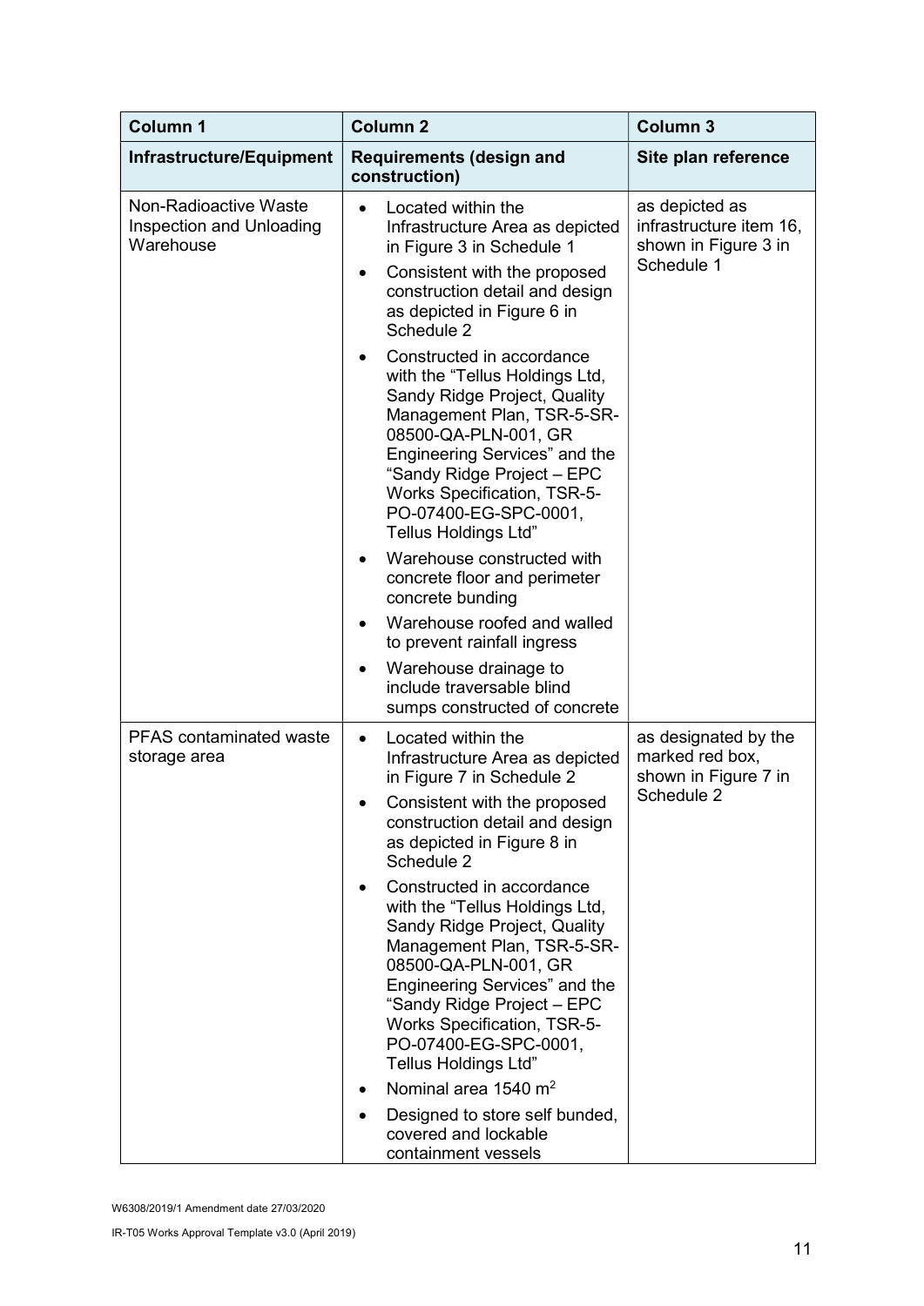| Column 1 | Column 2 | Column 3 |
|---|---|---|
| **Infrastructure/Equipment** | **Requirements (design and construction)** | **Site plan reference** |
| Non-Radioactive Waste Inspection and Unloading Warehouse | • Located within the Infrastructure Area as depicted in Figure 3 in Schedule 1<br>• Consistent with the proposed construction detail and design as depicted in Figure 6 in Schedule 2<br>• Constructed in accordance with the "Tellus Holdings Ltd, Sandy Ridge Project, Quality Management Plan, TSR-5-SR-08500-QA-PLN-001, GR Engineering Services" and the "Sandy Ridge Project – EPC Works Specification, TSR-5-PO-07400-EG-SPC-0001, Tellus Holdings Ltd"<br>• Warehouse constructed with concrete floor and perimeter concrete bunding<br>• Warehouse roofed and walled to prevent rainfall ingress<br>• Warehouse drainage to include traversable blind sumps constructed of concrete | as depicted as infrastructure item 16, shown in Figure 3 in Schedule 1 |
| PFAS contaminated waste storage area | • Located within the Infrastructure Area as depicted in Figure 7 in Schedule 2<br>• Consistent with the proposed construction detail and design as depicted in Figure 8 in Schedule 2<br>• Constructed in accordance with the "Tellus Holdings Ltd, Sandy Ridge Project, Quality Management Plan, TSR-5-SR-08500-QA-PLN-001, GR Engineering Services" and the "Sandy Ridge Project – EPC Works Specification, TSR-5-PO-07400-EG-SPC-0001, Tellus Holdings Ltd"<br>• Nominal area 1540 $m^2$<br>• Designed to store self bunded, covered and lockable containment vessels | as designated by the marked red box, shown in Figure 7 in Schedule 2 |

W6308/2019/1 Amendment date 27/03/2020

IR-T05 Works Approval Template v3.0 (April 2019)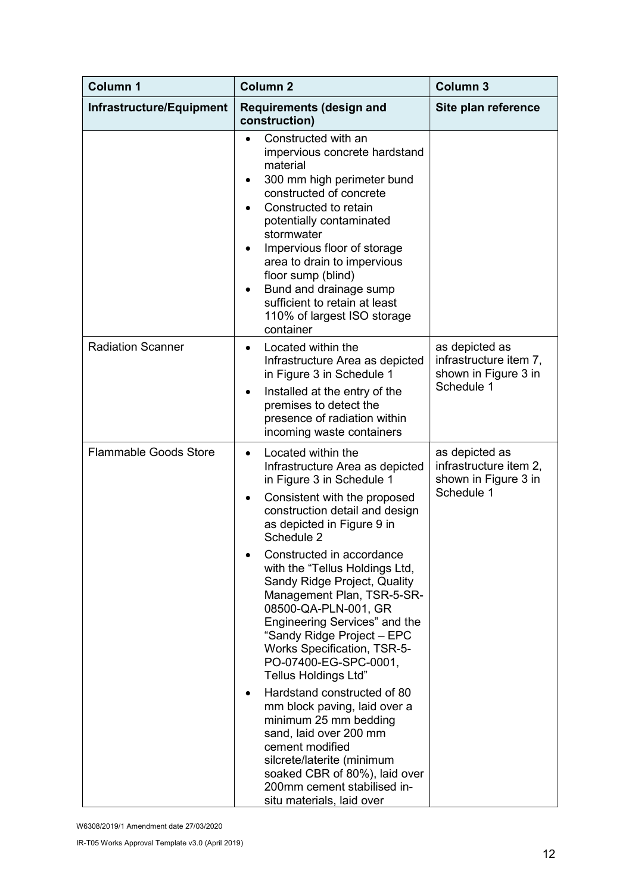| Column 1 | Column 2 | Column 3 |
| --- | --- | --- |
| **Infrastructure/Equipment** | **Requirements (design and construction)** | **Site plan reference** |
| | • Constructed with an impervious concrete hardstand material<br>• 300 mm high perimeter bund constructed of concrete<br>• Constructed to retain potentially contaminated stormwater<br>• Impervious floor of storage area to drain to impervious floor sump (blind)<br>• Bund and drainage sump sufficient to retain at least 110% of largest ISO storage container | |
| Radiation Scanner | • Located within the Infrastructure Area as depicted in Figure 3 in Schedule 1<br>• Installed at the entry of the premises to detect the presence of radiation within incoming waste containers | as depicted as infrastructure item 7, shown in Figure 3 in Schedule 1 |
| Flammable Goods Store | • Located within the Infrastructure Area as depicted in Figure 3 in Schedule 1<br>• Consistent with the proposed construction detail and design as depicted in Figure 9 in Schedule 2<br>• Constructed in accordance with the "Tellus Holdings Ltd, Sandy Ridge Project, Quality Management Plan, TSR-5-SR-08500-QA-PLN-001, GR Engineering Services" and the "Sandy Ridge Project – EPC Works Specification, TSR-5-PO-07400-EG-SPC-0001, Tellus Holdings Ltd"<br>• Hardstand constructed of 80 mm block paving, laid over a minimum 25 mm bedding sand, laid over 200 mm cement modified silcrete/laterite (minimum soaked CBR of 80%), laid over 200mm cement stabilised in-situ materials, laid over | as depicted as infrastructure item 2, shown in Figure 3 in Schedule 1 |

W6308/2019/1 Amendment date 27/03/2020

IR-T05 Works Approval Template v3.0 (April 2019)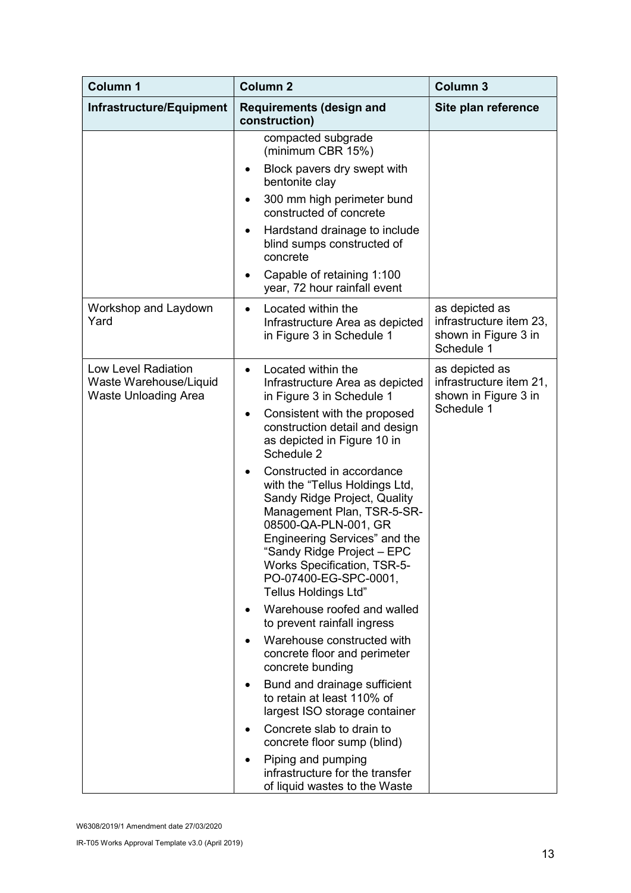| Column 1 | Column 2 | Column 3 |
| --- | --- | --- |
| **Infrastructure/Equipment** | **Requirements (design and construction)** | **Site plan reference** |
| | compacted subgrade (minimum CBR 15%)<br>• Block pavers dry swept with bentonite clay<br>• 300 mm high perimeter bund constructed of concrete<br>• Hardstand drainage to include blind sumps constructed of concrete<br>• Capable of retaining 1:100 year, 72 hour rainfall event | |
| Workshop and Laydown Yard | • Located within the Infrastructure Area as depicted in Figure 3 in Schedule 1 | as depicted as infrastructure item 23, shown in Figure 3 in Schedule 1 |
| Low Level Radiation Waste Warehouse/Liquid Waste Unloading Area | • Located within the Infrastructure Area as depicted in Figure 3 in Schedule 1<br>• Consistent with the proposed construction detail and design as depicted in Figure 10 in Schedule 2<br>• Constructed in accordance with the "Tellus Holdings Ltd, Sandy Ridge Project, Quality Management Plan, TSR-5-SR-08500-QA-PLN-001, GR Engineering Services" and the "Sandy Ridge Project – EPC Works Specification, TSR-5-PO-07400-EG-SPC-0001, Tellus Holdings Ltd"<br>• Warehouse roofed and walled to prevent rainfall ingress<br>• Warehouse constructed with concrete floor and perimeter concrete bunding<br>• Bund and drainage sufficient to retain at least 110% of largest ISO storage container<br>• Concrete slab to drain to concrete floor sump (blind)<br>• Piping and pumping infrastructure for the transfer of liquid wastes to the Waste | as depicted as infrastructure item 21, shown in Figure 3 in Schedule 1 |

W6308/2019/1 Amendment date 27/03/2020

IR-T05 Works Approval Template v3.0 (April 2019)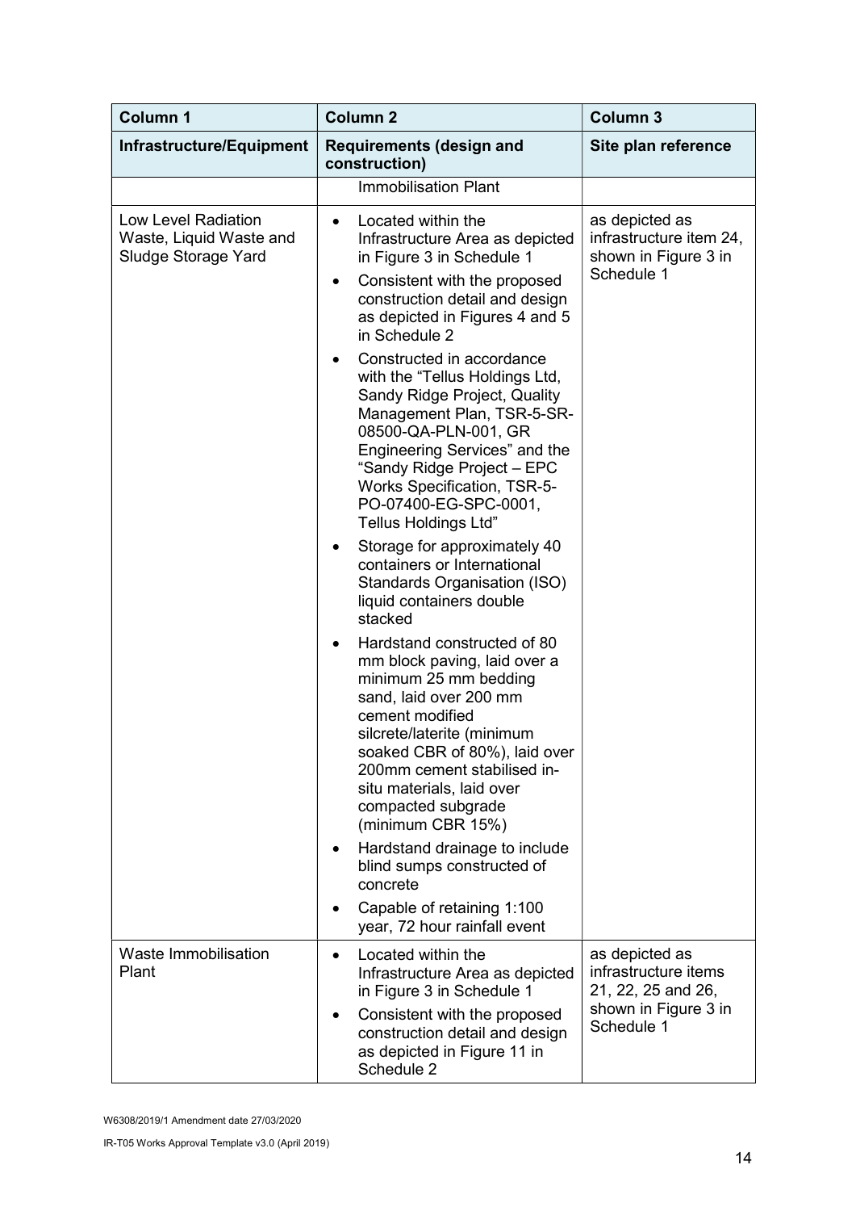| Column 1 | Column 2 | Column 3 |
| --- | --- | --- |
| **Infrastructure/Equipment** | **Requirements (design and construction)** | **Site plan reference** |
| | Immobilisation Plant | |
| Low Level Radiation Waste, Liquid Waste and Sludge Storage Yard | • Located within the Infrastructure Area as depicted in Figure 3 in Schedule 1<br>• Consistent with the proposed construction detail and design as depicted in Figures 4 and 5 in Schedule 2<br>• Constructed in accordance with the "Tellus Holdings Ltd, Sandy Ridge Project, Quality Management Plan, TSR-5-SR-08500-QA-PLN-001, GR Engineering Services" and the "Sandy Ridge Project – EPC Works Specification, TSR-5-PO-07400-EG-SPC-0001, Tellus Holdings Ltd"<br>• Storage for approximately 40 containers or International Standards Organisation (ISO) liquid containers double stacked<br>• Hardstand constructed of 80 mm block paving, laid over a minimum 25 mm bedding sand, laid over 200 mm cement modified silcrete/laterite (minimum soaked CBR of 80%), laid over 200mm cement stabilised in-situ materials, laid over compacted subgrade (minimum CBR 15%)<br>• Hardstand drainage to include blind sumps constructed of concrete<br>• Capable of retaining 1:100 year, 72 hour rainfall event | as depicted as infrastructure item 24, shown in Figure 3 in Schedule 1 |
| Waste Immobilisation Plant | • Located within the Infrastructure Area as depicted in Figure 3 in Schedule 1<br>• Consistent with the proposed construction detail and design as depicted in Figure 11 in Schedule 2 | as depicted as infrastructure items 21, 22, 25 and 26, shown in Figure 3 in Schedule 1 |

W6308/2019/1 Amendment date 27/03/2020

IR-T05 Works Approval Template v3.0 (April 2019)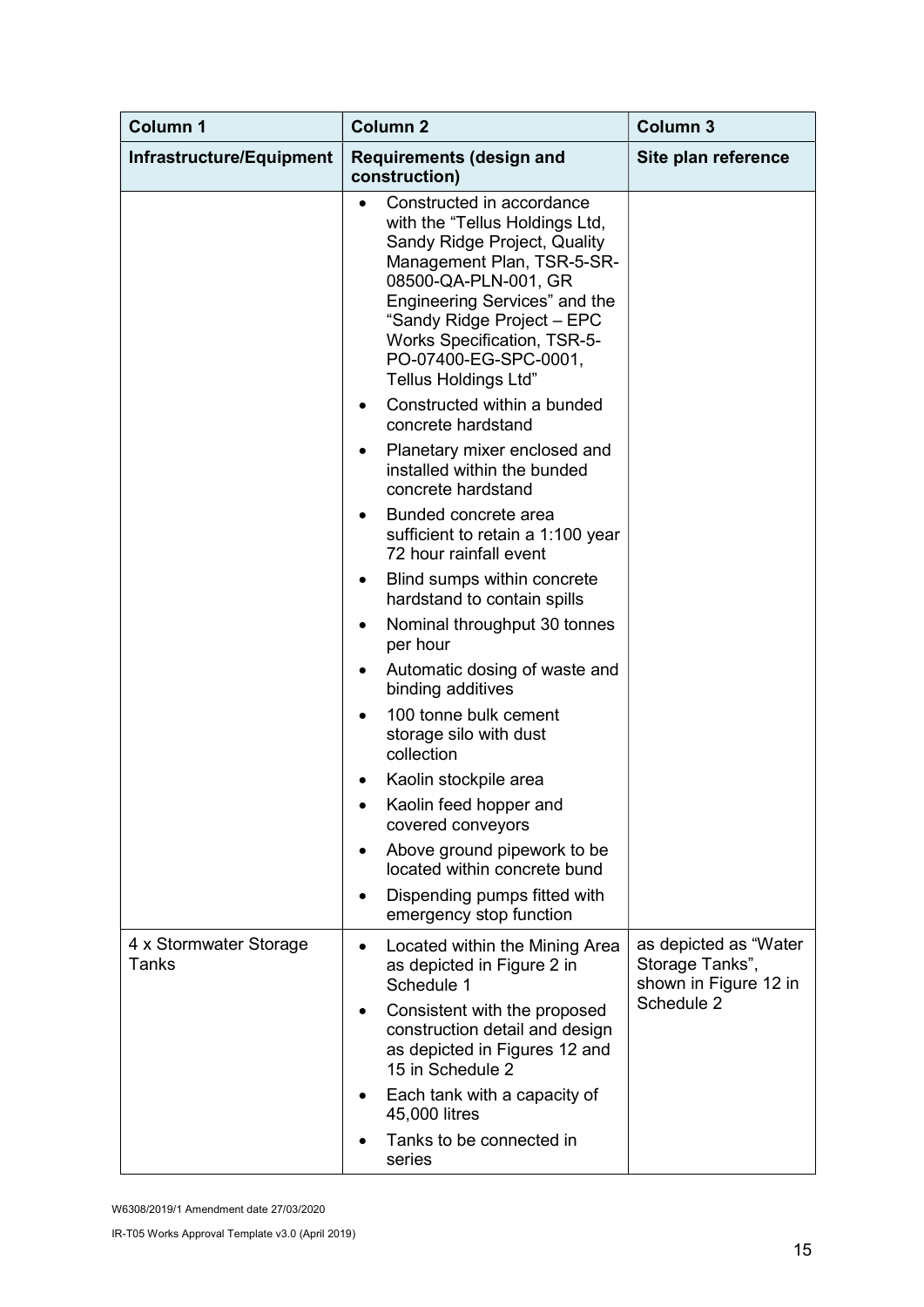| Column 1 | Column 2 | Column 3 |
|---|---|---|
| **Infrastructure/Equipment** | **Requirements (design and construction)** | **Site plan reference** |
| | • Constructed in accordance with the "Tellus Holdings Ltd, Sandy Ridge Project, Quality Management Plan, TSR-5-SR-08500-QA-PLN-001, GR Engineering Services" and the "Sandy Ridge Project – EPC Works Specification, TSR-5-PO-07400-EG-SPC-0001, Tellus Holdings Ltd"<br>• Constructed within a bunded concrete hardstand<br>• Planetary mixer enclosed and installed within the bunded concrete hardstand<br>• Bunded concrete area sufficient to retain a 1:100 year 72 hour rainfall event<br>• Blind sumps within concrete hardstand to contain spills<br>• Nominal throughput 30 tonnes per hour<br>• Automatic dosing of waste and binding additives<br>• 100 tonne bulk cement storage silo with dust collection<br>• Kaolin stockpile area<br>• Kaolin feed hopper and covered conveyors<br>• Above ground pipework to be located within concrete bund<br>• Dispending pumps fitted with emergency stop function | |
| 4 x Stormwater Storage Tanks | • Located within the Mining Area as depicted in Figure 2 in Schedule 1<br>• Consistent with the proposed construction detail and design as depicted in Figures 12 and 15 in Schedule 2<br>• Each tank with a capacity of 45,000 litres<br>• Tanks to be connected in series | as depicted as "Water Storage Tanks", shown in Figure 12 in Schedule 2 |

W6308/2019/1 Amendment date 27/03/2020

IR-T05 Works Approval Template v3.0 (April 2019)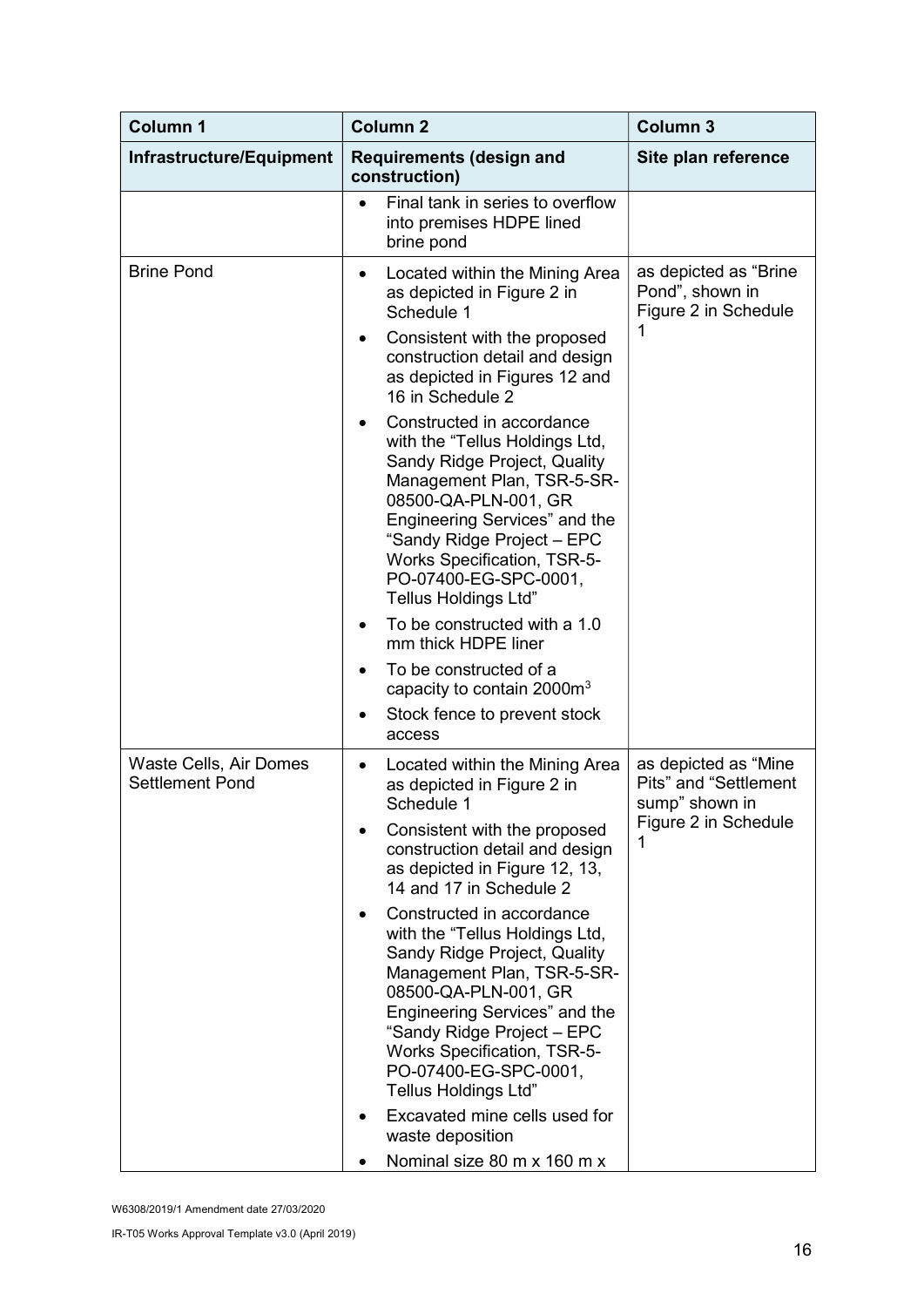| Column 1 | Column 2 | Column 3 |
|---|---|---|
| **Infrastructure/Equipment** | **Requirements (design and construction)** | **Site plan reference** |
| | • Final tank in series to overflow into premises HDPE lined brine pond | |
| Brine Pond | • Located within the Mining Area as depicted in Figure 2 in Schedule 1<br>• Consistent with the proposed construction detail and design as depicted in Figures 12 and 16 in Schedule 2<br>• Constructed in accordance with the "Tellus Holdings Ltd, Sandy Ridge Project, Quality Management Plan, TSR-5-SR-08500-QA-PLN-001, GR Engineering Services" and the "Sandy Ridge Project – EPC Works Specification, TSR-5-PO-07400-EG-SPC-0001, Tellus Holdings Ltd"<br>• To be constructed with a 1.0 mm thick HDPE liner<br>• To be constructed of a capacity to contain 2000m$^3$<br>• Stock fence to prevent stock access | as depicted as "Brine Pond", shown in Figure 2 in Schedule 1 |
| Waste Cells, Air Domes Settlement Pond | • Located within the Mining Area as depicted in Figure 2 in Schedule 1<br>• Consistent with the proposed construction detail and design as depicted in Figure 12, 13, 14 and 17 in Schedule 2<br>• Constructed in accordance with the "Tellus Holdings Ltd, Sandy Ridge Project, Quality Management Plan, TSR-5-SR-08500-QA-PLN-001, GR Engineering Services" and the "Sandy Ridge Project – EPC Works Specification, TSR-5-PO-07400-EG-SPC-0001, Tellus Holdings Ltd"<br>• Excavated mine cells used for waste deposition<br>• Nominal size 80 m x 160 m x | as depicted as "Mine Pits" and "Settlement sump" shown in Figure 2 in Schedule 1 |

W6308/2019/1 Amendment date 27/03/2020

IR-T05 Works Approval Template v3.0 (April 2019)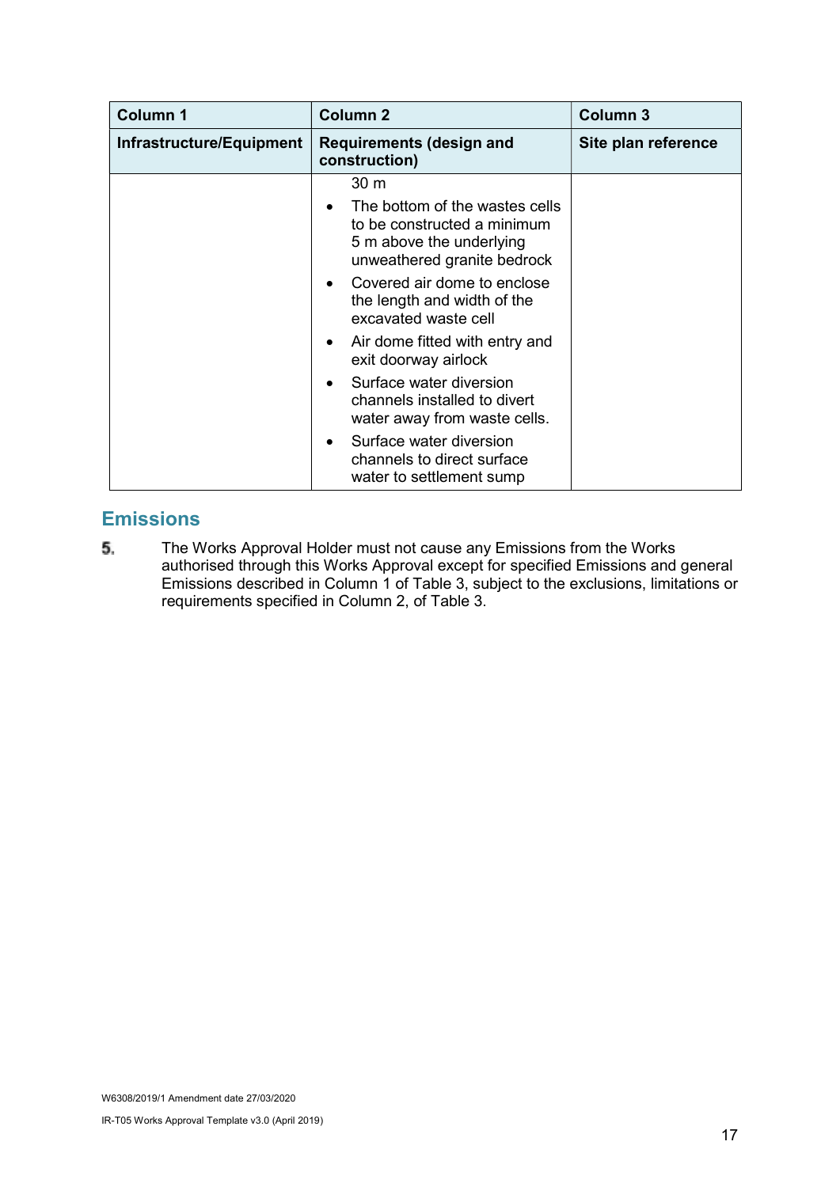| Column 1 | Column 2 | Column 3 |
|---|---|---|
| **Infrastructure/Equipment** | **Requirements (design and construction)** | **Site plan reference** |
| | 30 m<br>• The bottom of the wastes cells to be constructed a minimum 5 m above the underlying unweathered granite bedrock<br>• Covered air dome to enclose the length and width of the excavated waste cell<br>• Air dome fitted with entry and exit doorway airlock<br>• Surface water diversion channels installed to divert water away from waste cells.<br>• Surface water diversion channels to direct surface water to settlement sump | |

## Emissions

5. The Works Approval Holder must not cause any Emissions from the Works authorised through this Works Approval except for specified Emissions and general Emissions described in Column 1 of Table 3, subject to the exclusions, limitations or requirements specified in Column 2, of Table 3.

W6308/2019/1 Amendment date 27/03/2020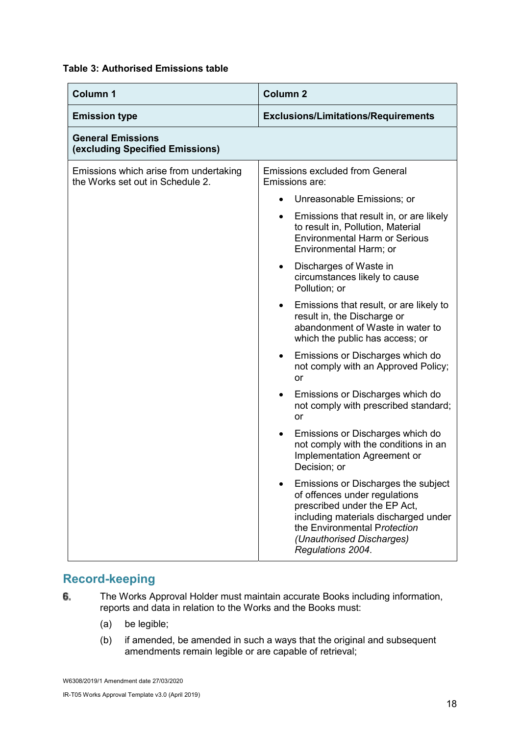**Table 3: Authorised Emissions table**

| Column 1 | Column 2 |
|---|---|
| **Emission type** | **Exclusions/Limitations/Requirements** |
| **General Emissions (excluding Specified Emissions)** | |
| Emissions which arise from undertaking the Works set out in Schedule 2. | Emissions excluded from General Emissions are:<br>• Unreasonable Emissions; or<br>• Emissions that result in, or are likely to result in, Pollution, Material Environmental Harm or Serious Environmental Harm; or<br>• Discharges of Waste in circumstances likely to cause Pollution; or<br>• Emissions that result, or are likely to result in, the Discharge or abandonment of Waste in water to which the public has access; or<br>• Emissions or Discharges which do not comply with an Approved Policy; or<br>• Emissions or Discharges which do not comply with prescribed standard; or<br>• Emissions or Discharges which do not comply with the conditions in an Implementation Agreement or Decision; or<br>• Emissions or Discharges the subject of offences under regulations prescribed under the EP Act, including materials discharged under the Environmental P*rotection (Unauthorised Discharges) Regulations 2004*. |

## Record-keeping

6. The Works Approval Holder must maintain accurate Books including information, reports and data in relation to the Works and the Books must:

   (a) be legible;

   (b) if amended, be amended in such a ways that the original and subsequent amendments remain legible or are capable of retrieval;

W6308/2019/1 Amendment date 27/03/2020

IR-T05 Works Approval Template v3.0 (April 2019)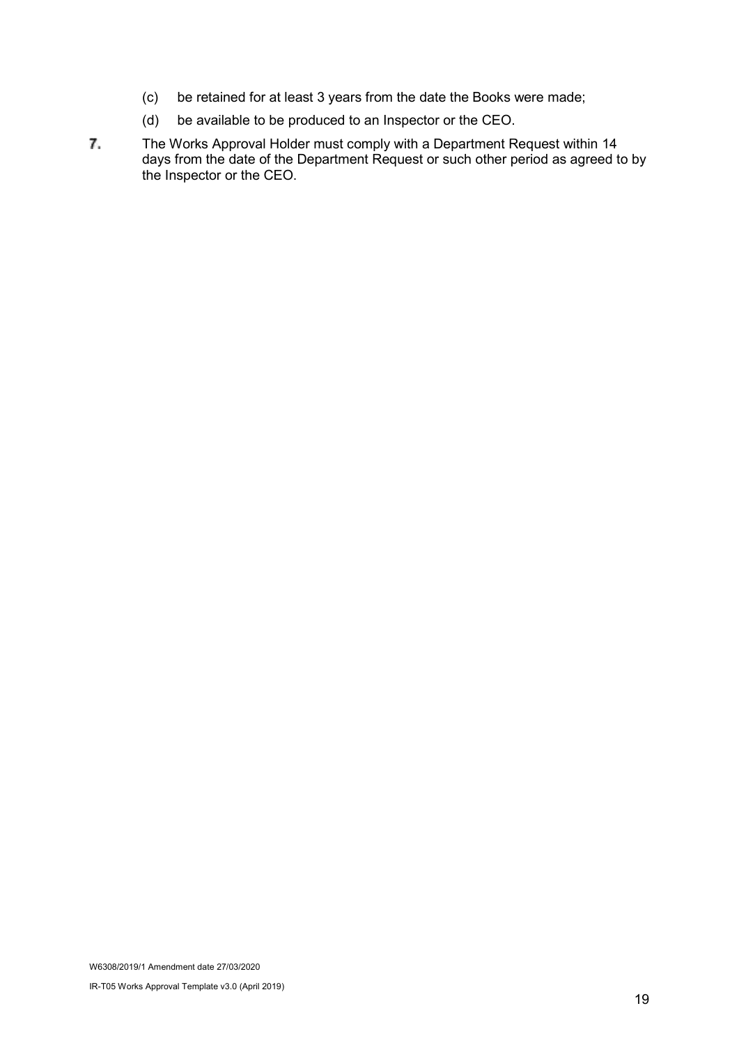(c) be retained for at least 3 years from the date the Books were made;

(d) be available to be produced to an Inspector or the CEO.

7. The Works Approval Holder must comply with a Department Request within 14 days from the date of the Department Request or such other period as agreed to by the Inspector or the CEO.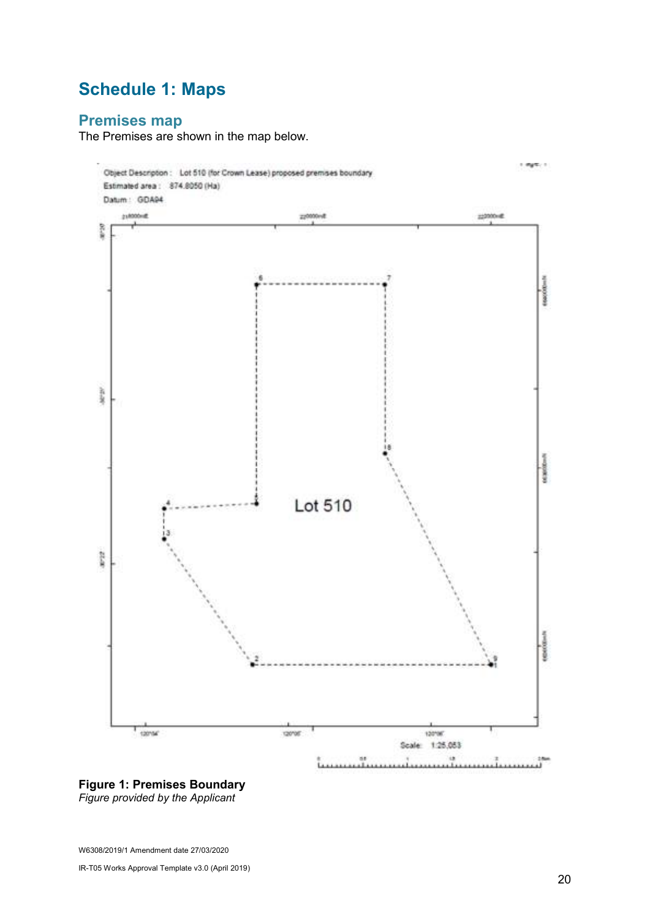# Schedule 1: Maps

## Premises map

The Premises are shown in the map below.

Object Description : Lot 510 (for Crown Lease) proposed premises boundary

Estimated area : 874.8050 (Ha)

Datum : GDA94

Lot 510

Scale: 1:25,053

**Figure 1: Premises Boundary**

*Figure provided by the Applicant*

W6308/2019/1 Amendment date 27/03/2020

IR-T05 Works Approval Template v3.0 (April 2019)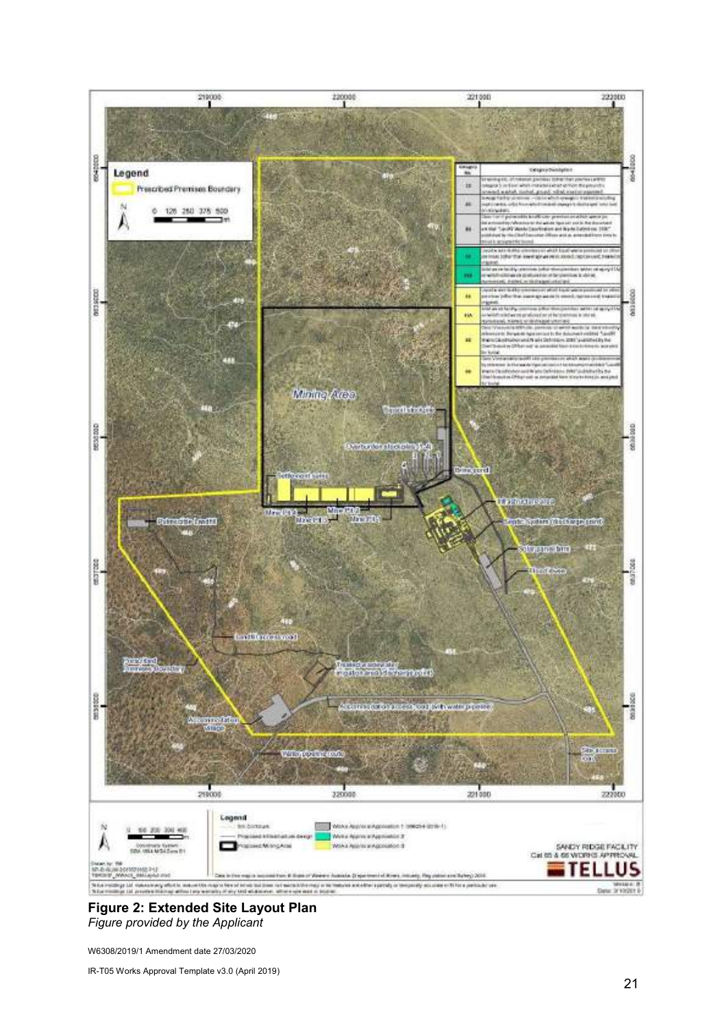**Figure 2: Extended Site Layout Plan**
*Figure provided by the Applicant*

W6308/2019/1 Amendment date 27/03/2020

IR-T05 Works Approval Template v3.0 (April 2019)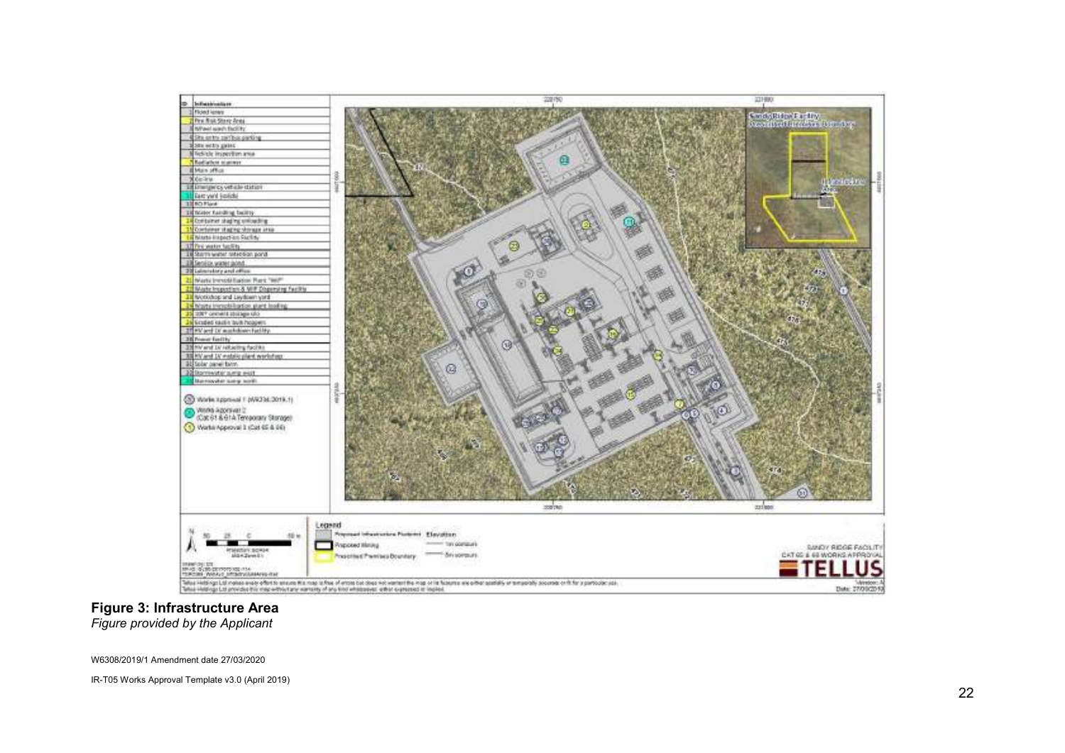**Figure 3: Infrastructure Area**

*Figure provided by the Applicant*

W6308/2019/1 Amendment date 27/03/2020

IR-T05 Works Approval Template v3.0 (April 2019)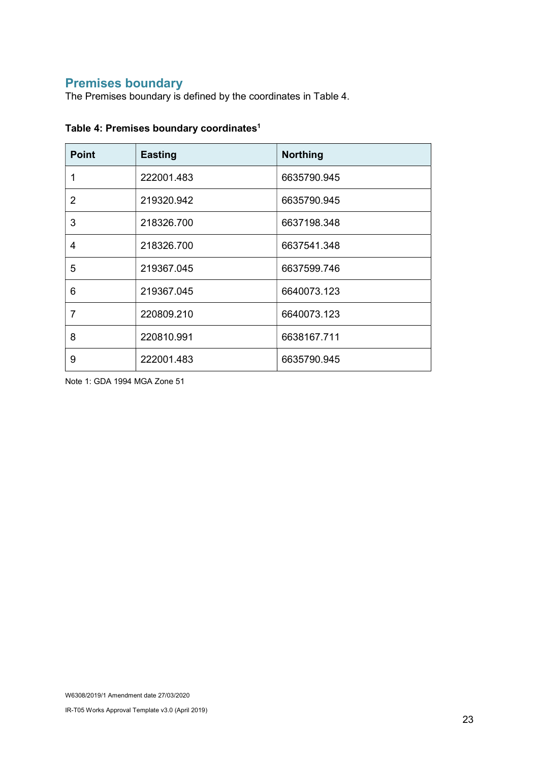## Premises boundary

The Premises boundary is defined by the coordinates in Table 4.

**Table 4: Premises boundary coordinates[1]**

| Point | Easting | Northing |
|---|---|---|
| 1 | 222001.483 | 6635790.945 |
| 2 | 219320.942 | 6635790.945 |
| 3 | 218326.700 | 6637198.348 |
| 4 | 218326.700 | 6637541.348 |
| 5 | 219367.045 | 6637599.746 |
| 6 | 219367.045 | 6640073.123 |
| 7 | 220809.210 | 6640073.123 |
| 8 | 220810.991 | 6638167.711 |
| 9 | 222001.483 | 6635790.945 |

Note 1: GDA 1994 MGA Zone 51

W6308/2019/1 Amendment date 27/03/2020

IR-T05 Works Approval Template v3.0 (April 2019)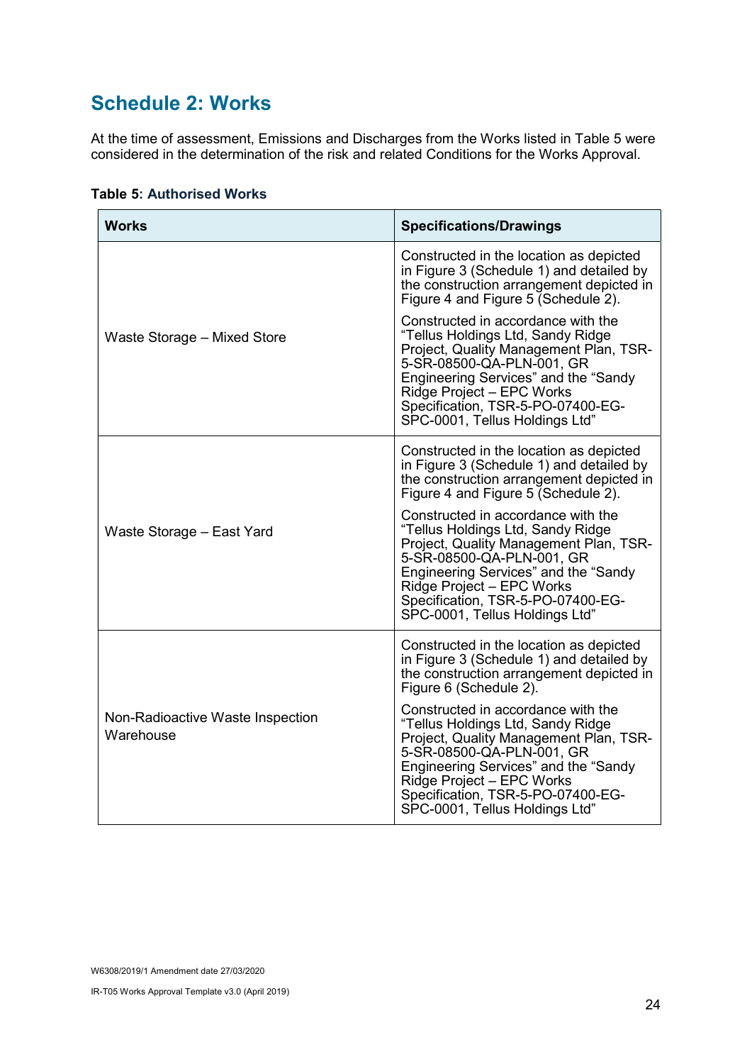# Schedule 2: Works

At the time of assessment, Emissions and Discharges from the Works listed in Table 5 were considered in the determination of the risk and related Conditions for the Works Approval.

**Table 5: Authorised Works**

| Works | Specifications/Drawings |
|---|---|
| Waste Storage – Mixed Store | Constructed in the location as depicted in Figure 3 (Schedule 1) and detailed by the construction arrangement depicted in Figure 4 and Figure 5 (Schedule 2).<br><br>Constructed in accordance with the "Tellus Holdings Ltd, Sandy Ridge Project, Quality Management Plan, TSR-5-SR-08500-QA-PLN-001, GR Engineering Services" and the "Sandy Ridge Project – EPC Works Specification, TSR-5-PO-07400-EG-SPC-0001, Tellus Holdings Ltd" |
| Waste Storage – East Yard | Constructed in the location as depicted in Figure 3 (Schedule 1) and detailed by the construction arrangement depicted in Figure 4 and Figure 5 (Schedule 2).<br><br>Constructed in accordance with the "Tellus Holdings Ltd, Sandy Ridge Project, Quality Management Plan, TSR-5-SR-08500-QA-PLN-001, GR Engineering Services" and the "Sandy Ridge Project – EPC Works Specification, TSR-5-PO-07400-EG-SPC-0001, Tellus Holdings Ltd" |
| Non-Radioactive Waste Inspection Warehouse | Constructed in the location as depicted in Figure 3 (Schedule 1) and detailed by the construction arrangement depicted in Figure 6 (Schedule 2).<br><br>Constructed in accordance with the "Tellus Holdings Ltd, Sandy Ridge Project, Quality Management Plan, TSR-5-SR-08500-QA-PLN-001, GR Engineering Services" and the "Sandy Ridge Project – EPC Works Specification, TSR-5-PO-07400-EG-SPC-0001, Tellus Holdings Ltd" |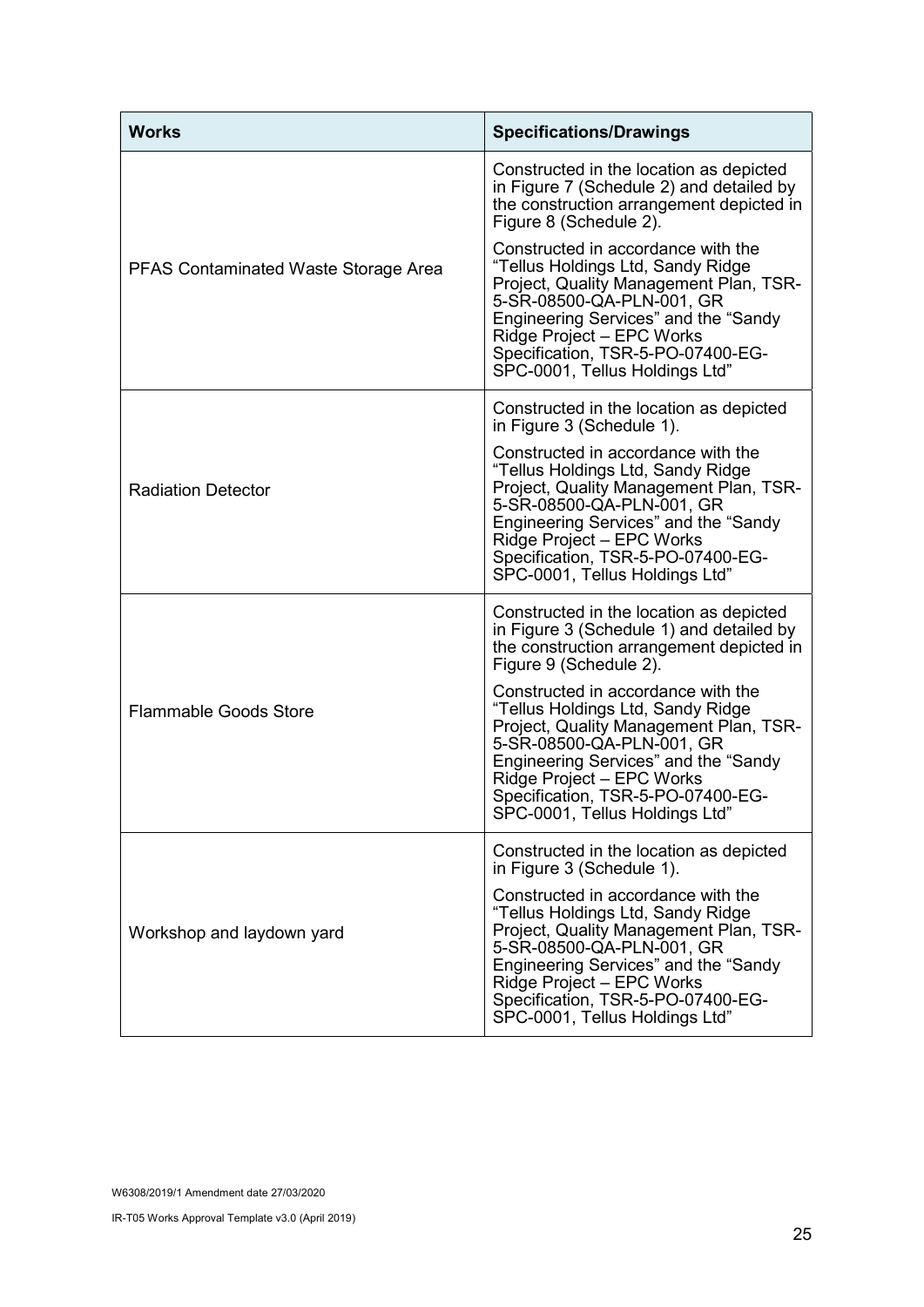| Works | Specifications/Drawings |
|---|---|
| PFAS Contaminated Waste Storage Area | Constructed in the location as depicted in Figure 7 (Schedule 2) and detailed by the construction arrangement depicted in Figure 8 (Schedule 2).<br><br>Constructed in accordance with the "Tellus Holdings Ltd, Sandy Ridge Project, Quality Management Plan, TSR-5-SR-08500-QA-PLN-001, GR Engineering Services" and the "Sandy Ridge Project – EPC Works Specification, TSR-5-PO-07400-EG-SPC-0001, Tellus Holdings Ltd" |
| Radiation Detector | Constructed in the location as depicted in Figure 3 (Schedule 1).<br><br>Constructed in accordance with the "Tellus Holdings Ltd, Sandy Ridge Project, Quality Management Plan, TSR-5-SR-08500-QA-PLN-001, GR Engineering Services" and the "Sandy Ridge Project – EPC Works Specification, TSR-5-PO-07400-EG-SPC-0001, Tellus Holdings Ltd" |
| Flammable Goods Store | Constructed in the location as depicted in Figure 3 (Schedule 1) and detailed by the construction arrangement depicted in Figure 9 (Schedule 2).<br><br>Constructed in accordance with the "Tellus Holdings Ltd, Sandy Ridge Project, Quality Management Plan, TSR-5-SR-08500-QA-PLN-001, GR Engineering Services" and the "Sandy Ridge Project – EPC Works Specification, TSR-5-PO-07400-EG-SPC-0001, Tellus Holdings Ltd" |
| Workshop and laydown yard | Constructed in the location as depicted in Figure 3 (Schedule 1).<br><br>Constructed in accordance with the "Tellus Holdings Ltd, Sandy Ridge Project, Quality Management Plan, TSR-5-SR-08500-QA-PLN-001, GR Engineering Services" and the "Sandy Ridge Project – EPC Works Specification, TSR-5-PO-07400-EG-SPC-0001, Tellus Holdings Ltd" |

W6308/2019/1 Amendment date 27/03/2020

IR-T05 Works Approval Template v3.0 (April 2019)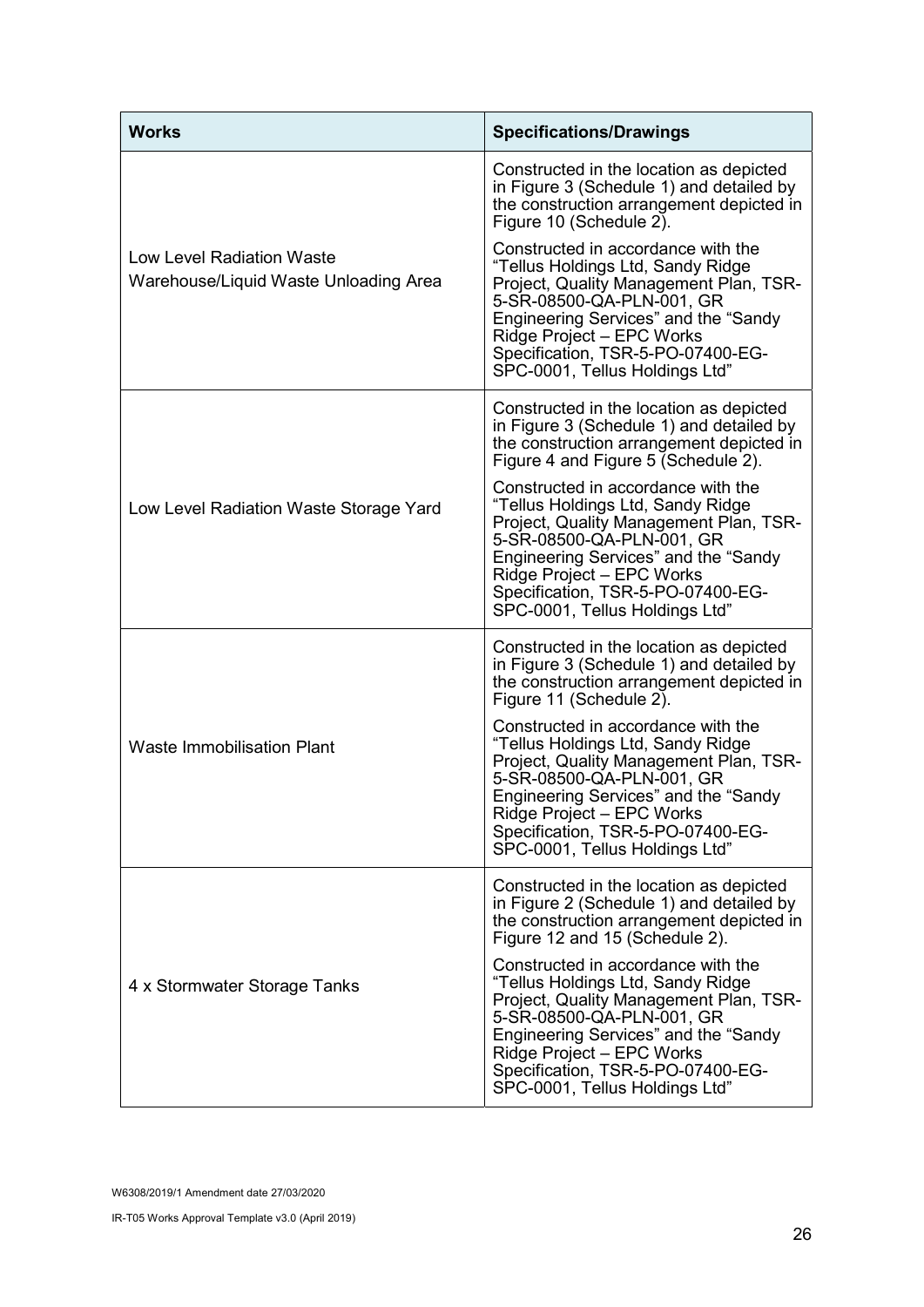| Works | Specifications/Drawings |
|---|---|
| Low Level Radiation Waste Warehouse/Liquid Waste Unloading Area | Constructed in the location as depicted in Figure 3 (Schedule 1) and detailed by the construction arrangement depicted in Figure 10 (Schedule 2).<br><br>Constructed in accordance with the "Tellus Holdings Ltd, Sandy Ridge Project, Quality Management Plan, TSR-5-SR-08500-QA-PLN-001, GR Engineering Services" and the "Sandy Ridge Project – EPC Works Specification, TSR-5-PO-07400-EG-SPC-0001, Tellus Holdings Ltd" |
| Low Level Radiation Waste Storage Yard | Constructed in the location as depicted in Figure 3 (Schedule 1) and detailed by the construction arrangement depicted in Figure 4 and Figure 5 (Schedule 2).<br><br>Constructed in accordance with the "Tellus Holdings Ltd, Sandy Ridge Project, Quality Management Plan, TSR-5-SR-08500-QA-PLN-001, GR Engineering Services" and the "Sandy Ridge Project – EPC Works Specification, TSR-5-PO-07400-EG-SPC-0001, Tellus Holdings Ltd" |
| Waste Immobilisation Plant | Constructed in the location as depicted in Figure 3 (Schedule 1) and detailed by the construction arrangement depicted in Figure 11 (Schedule 2).<br><br>Constructed in accordance with the "Tellus Holdings Ltd, Sandy Ridge Project, Quality Management Plan, TSR-5-SR-08500-QA-PLN-001, GR Engineering Services" and the "Sandy Ridge Project – EPC Works Specification, TSR-5-PO-07400-EG-SPC-0001, Tellus Holdings Ltd" |
| 4 x Stormwater Storage Tanks | Constructed in the location as depicted in Figure 2 (Schedule 1) and detailed by the construction arrangement depicted in Figure 12 and 15 (Schedule 2).<br><br>Constructed in accordance with the "Tellus Holdings Ltd, Sandy Ridge Project, Quality Management Plan, TSR-5-SR-08500-QA-PLN-001, GR Engineering Services" and the "Sandy Ridge Project – EPC Works Specification, TSR-5-PO-07400-EG-SPC-0001, Tellus Holdings Ltd" |

W6308/2019/1 Amendment date 27/03/2020

IR-T05 Works Approval Template v3.0 (April 2019)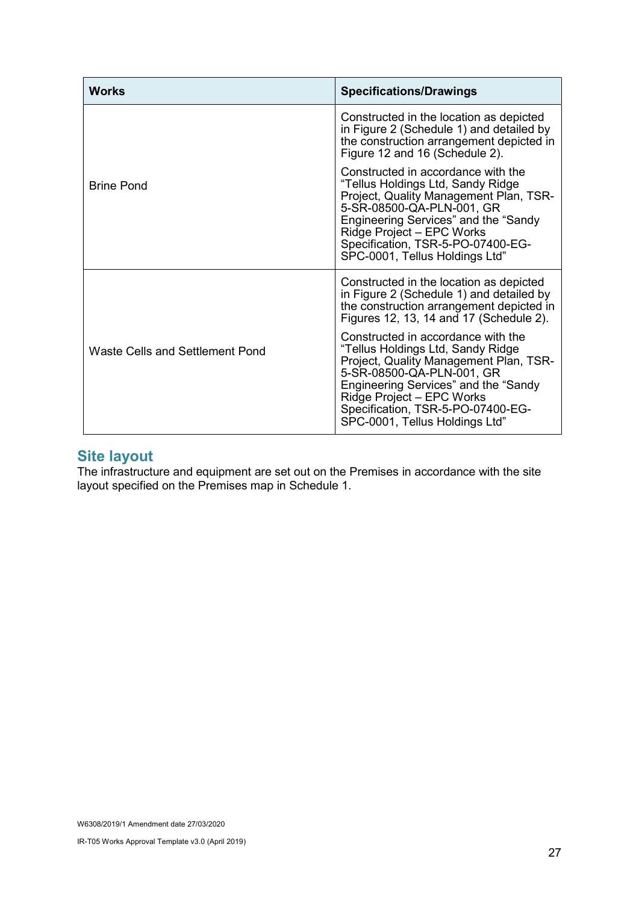| Works | Specifications/Drawings |
|---|---|
| Brine Pond | Constructed in the location as depicted in Figure 2 (Schedule 1) and detailed by the construction arrangement depicted in Figure 12 and 16 (Schedule 2).<br><br>Constructed in accordance with the "Tellus Holdings Ltd, Sandy Ridge Project, Quality Management Plan, TSR-5-SR-08500-QA-PLN-001, GR Engineering Services" and the "Sandy Ridge Project – EPC Works Specification, TSR-5-PO-07400-EG-SPC-0001, Tellus Holdings Ltd" |
| Waste Cells and Settlement Pond | Constructed in the location as depicted in Figure 2 (Schedule 1) and detailed by the construction arrangement depicted in Figures 12, 13, 14 and 17 (Schedule 2).<br><br>Constructed in accordance with the "Tellus Holdings Ltd, Sandy Ridge Project, Quality Management Plan, TSR-5-SR-08500-QA-PLN-001, GR Engineering Services" and the "Sandy Ridge Project – EPC Works Specification, TSR-5-PO-07400-EG-SPC-0001, Tellus Holdings Ltd" |

## Site layout

The infrastructure and equipment are set out on the Premises in accordance with the site layout specified on the Premises map in Schedule 1.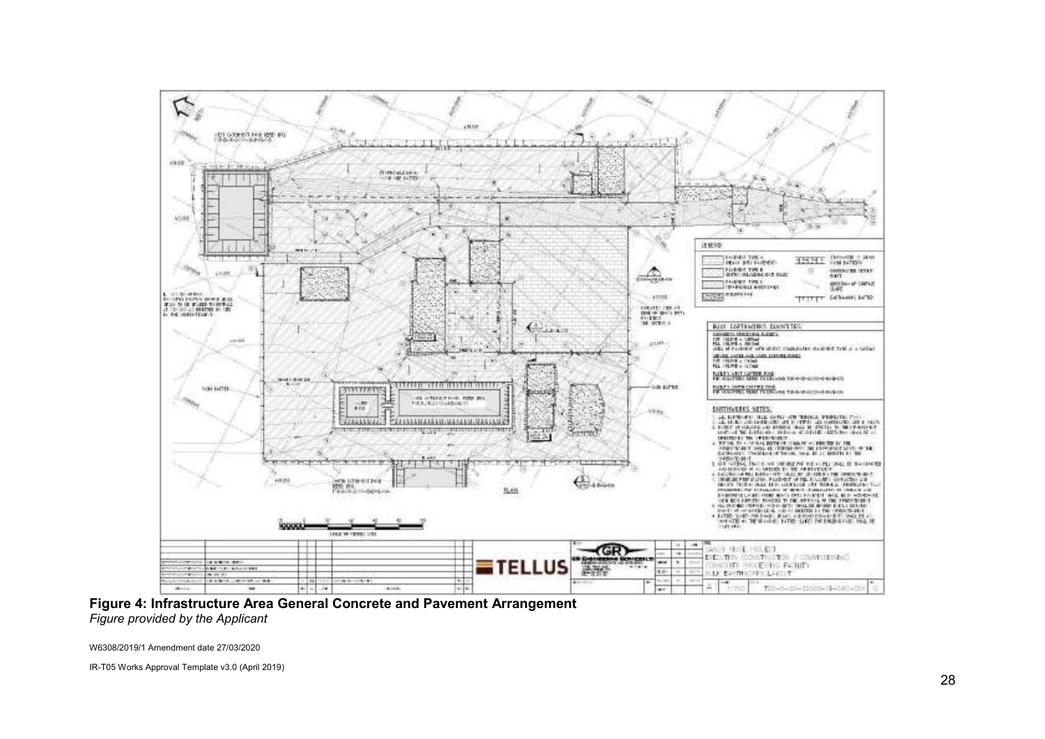**Figure 4: Infrastructure Area General Concrete and Pavement Arrangement**
*Figure provided by the Applicant*

W6308/2019/1 Amendment date 27/03/2020

IR-T05 Works Approval Template v3.0 (April 2019)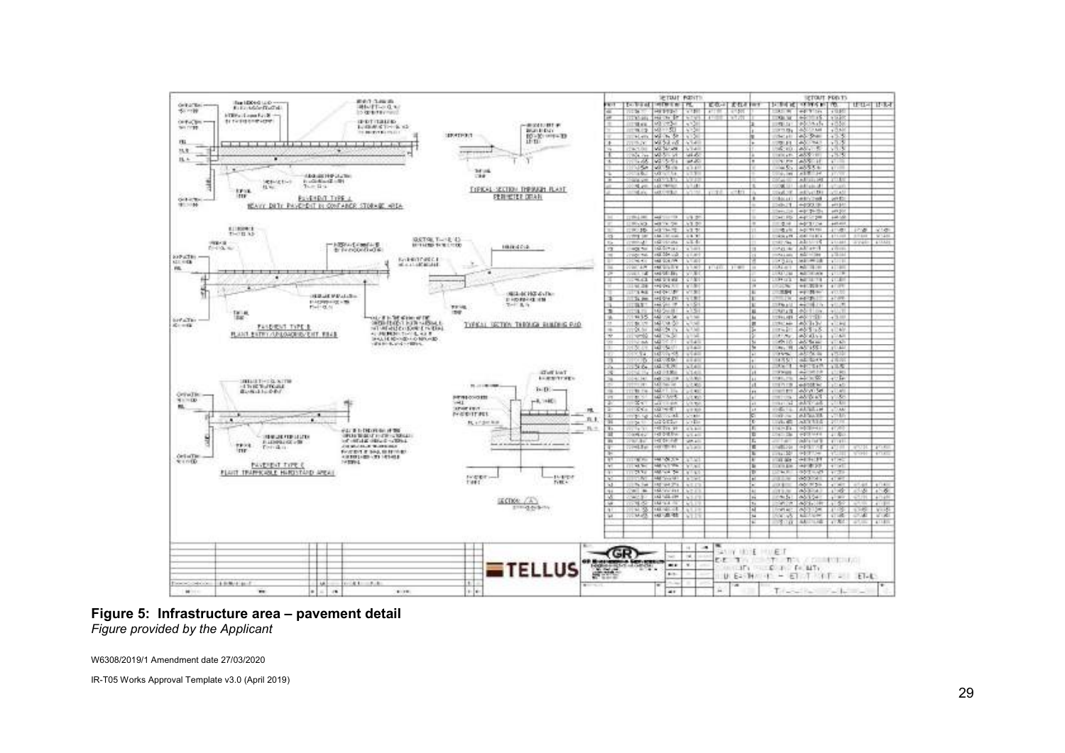**Figure 5: Infrastructure area – pavement detail**

*Figure provided by the Applicant*

W6308/2019/1 Amendment date 27/03/2020

IR-T05 Works Approval Template v3.0 (April 2019)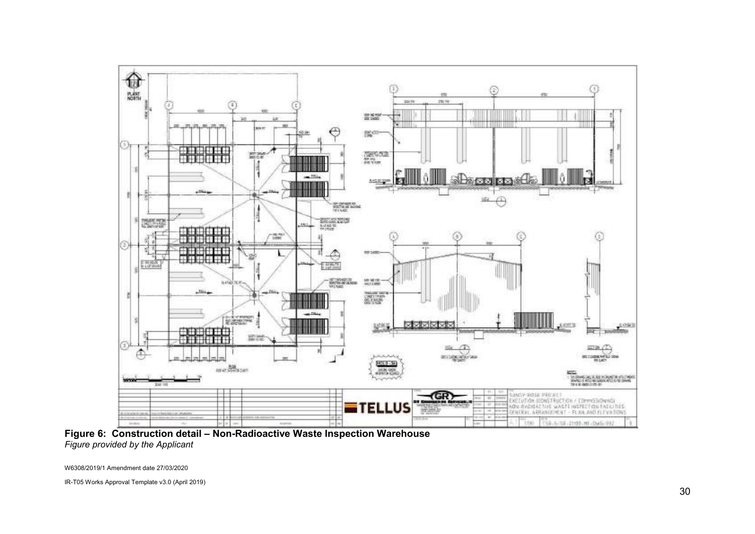**Figure 6: Construction detail – Non-Radioactive Waste Inspection Warehouse**

*Figure provided by the Applicant*

W6308/2019/1 Amendment date 27/03/2020

IR-T05 Works Approval Template v3.0 (April 2019)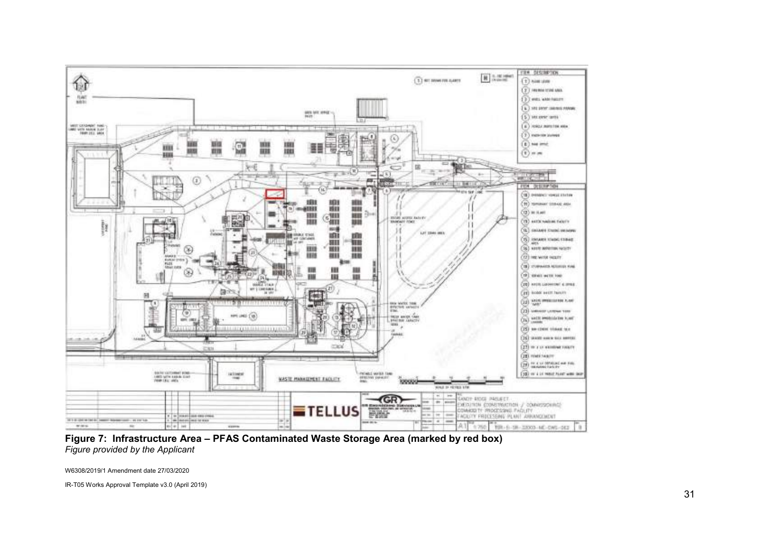**Figure 7: Infrastructure Area – PFAS Contaminated Waste Storage Area (marked by red box)**
*Figure provided by the Applicant*

W6308/2019/1 Amendment date 27/03/2020

IR-T05 Works Approval Template v3.0 (April 2019)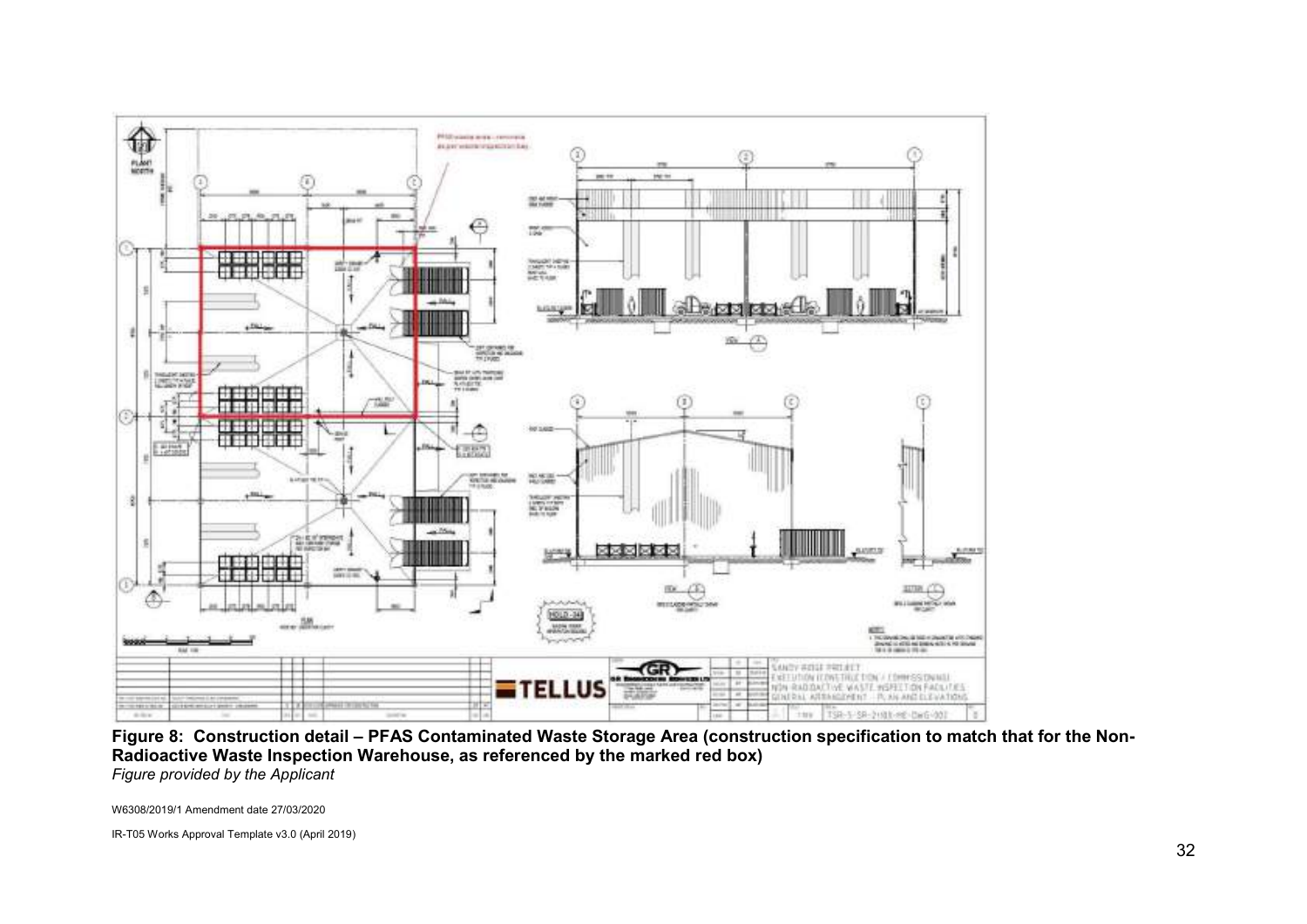**Figure 8: Construction detail – PFAS Contaminated Waste Storage Area (construction specification to match that for the Non-Radioactive Waste Inspection Warehouse, as referenced by the marked red box)**
*Figure provided by the Applicant*

W6308/2019/1 Amendment date 27/03/2020

IR-T05 Works Approval Template v3.0 (April 2019)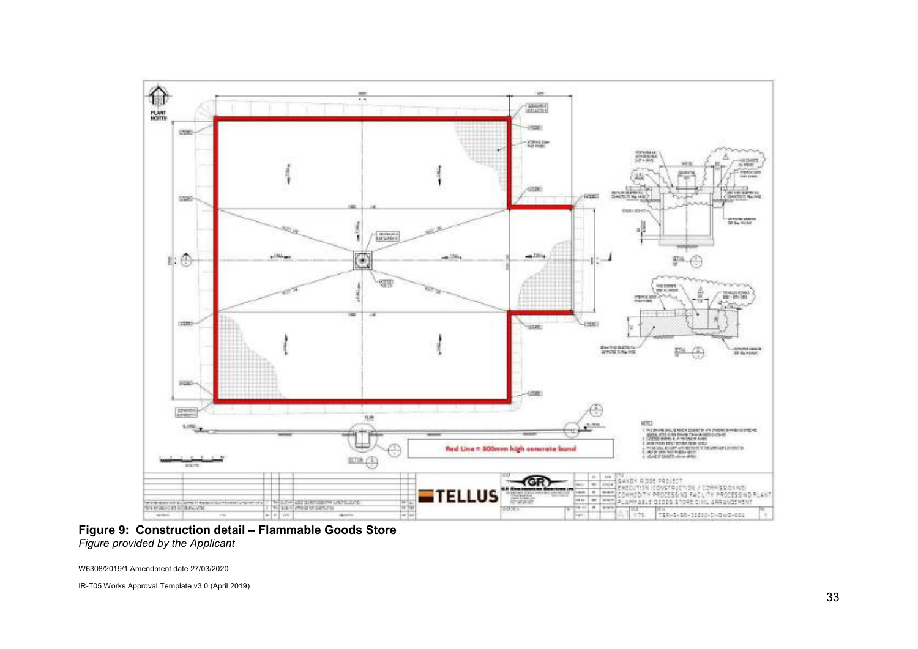**Figure 9: Construction detail – Flammable Goods Store**
*Figure provided by the Applicant*

W6308/2019/1 Amendment date 27/03/2020

IR-T05 Works Approval Template v3.0 (April 2019)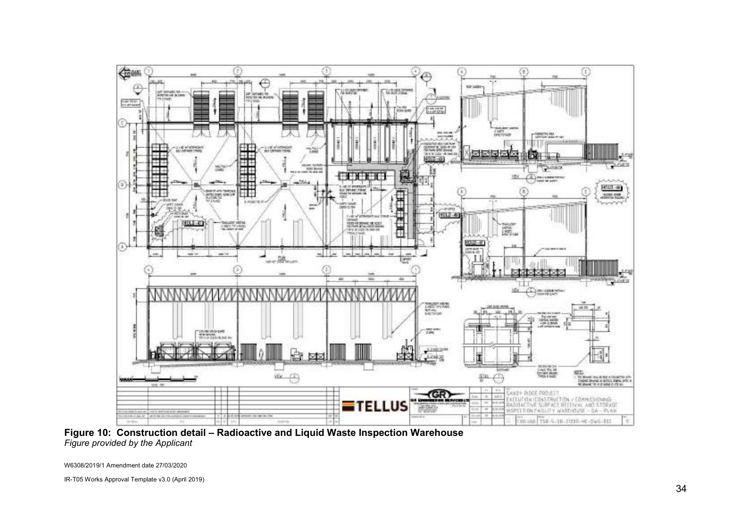**Figure 10: Construction detail – Radioactive and Liquid Waste Inspection Warehouse**
*Figure provided by the Applicant*

W6308/2019/1 Amendment date 27/03/2020

IR-T05 Works Approval Template v3.0 (April 2019)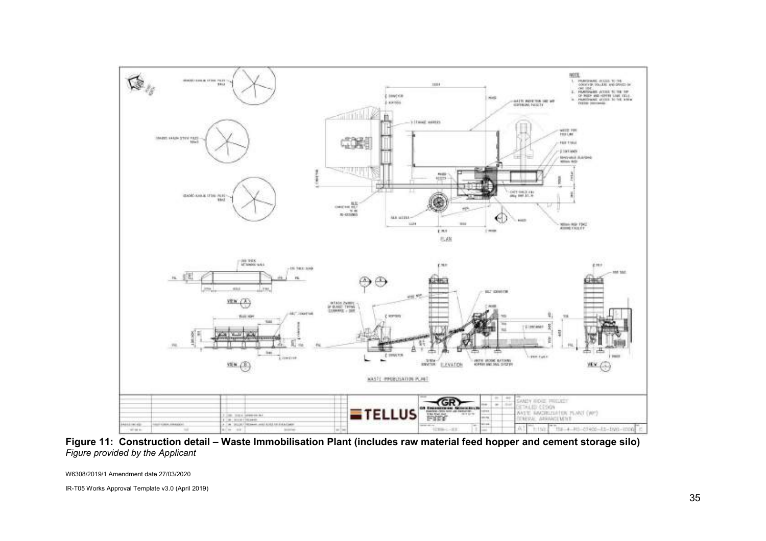**Figure 11: Construction detail – Waste Immobilisation Plant (includes raw material feed hopper and cement storage silo)**
*Figure provided by the Applicant*

W6308/2019/1 Amendment date 27/03/2020

IR-T05 Works Approval Template v3.0 (April 2019)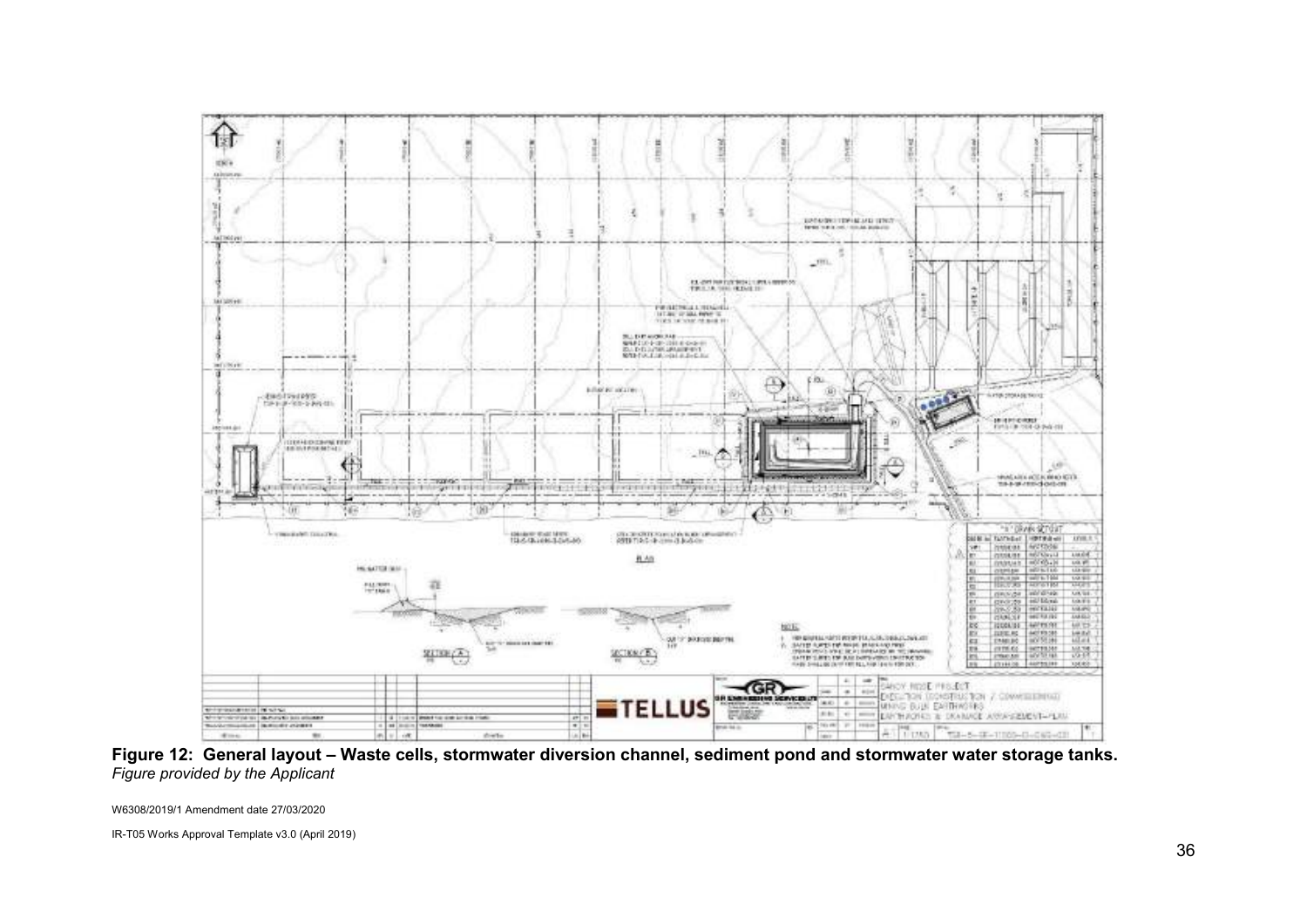**Figure 12: General layout – Waste cells, stormwater diversion channel, sediment pond and stormwater water storage tanks.**
*Figure provided by the Applicant*

W6308/2019/1 Amendment date 27/03/2020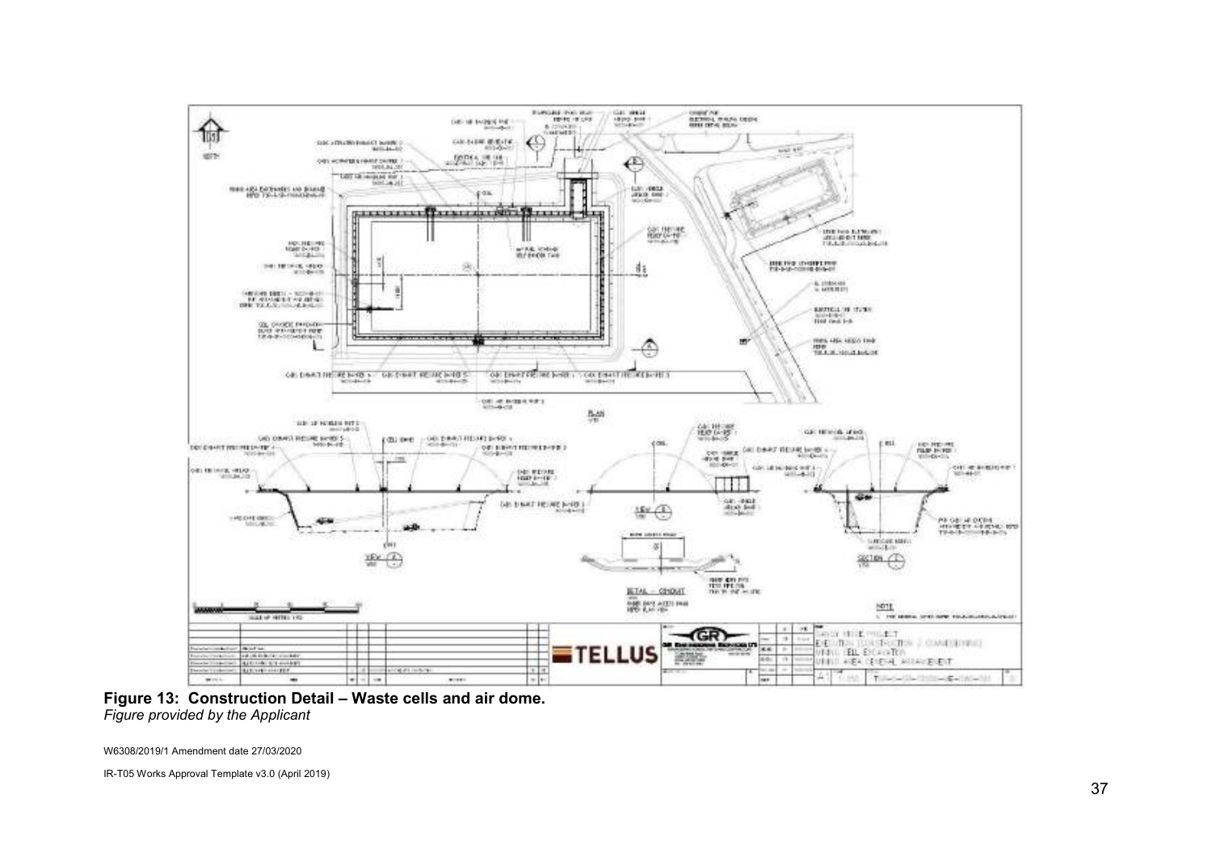**Figure 13: Construction Detail – Waste cells and air dome.**
*Figure provided by the Applicant*

W6308/2019/1 Amendment date 27/03/2020

IR-T05 Works Approval Template v3.0 (April 2019)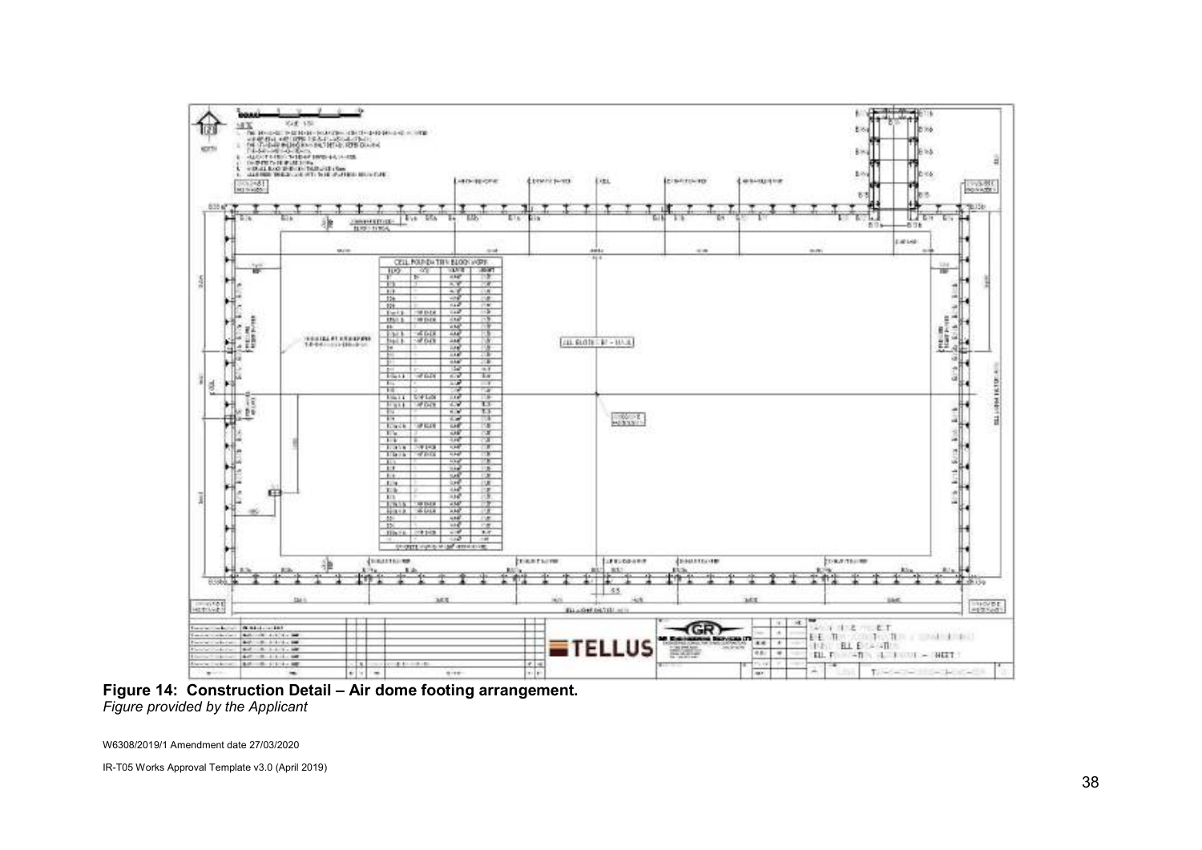**Figure 14: Construction Detail – Air dome footing arrangement.**
*Figure provided by the Applicant*

W6308/2019/1 Amendment date 27/03/2020

IR-T05 Works Approval Template v3.0 (April 2019)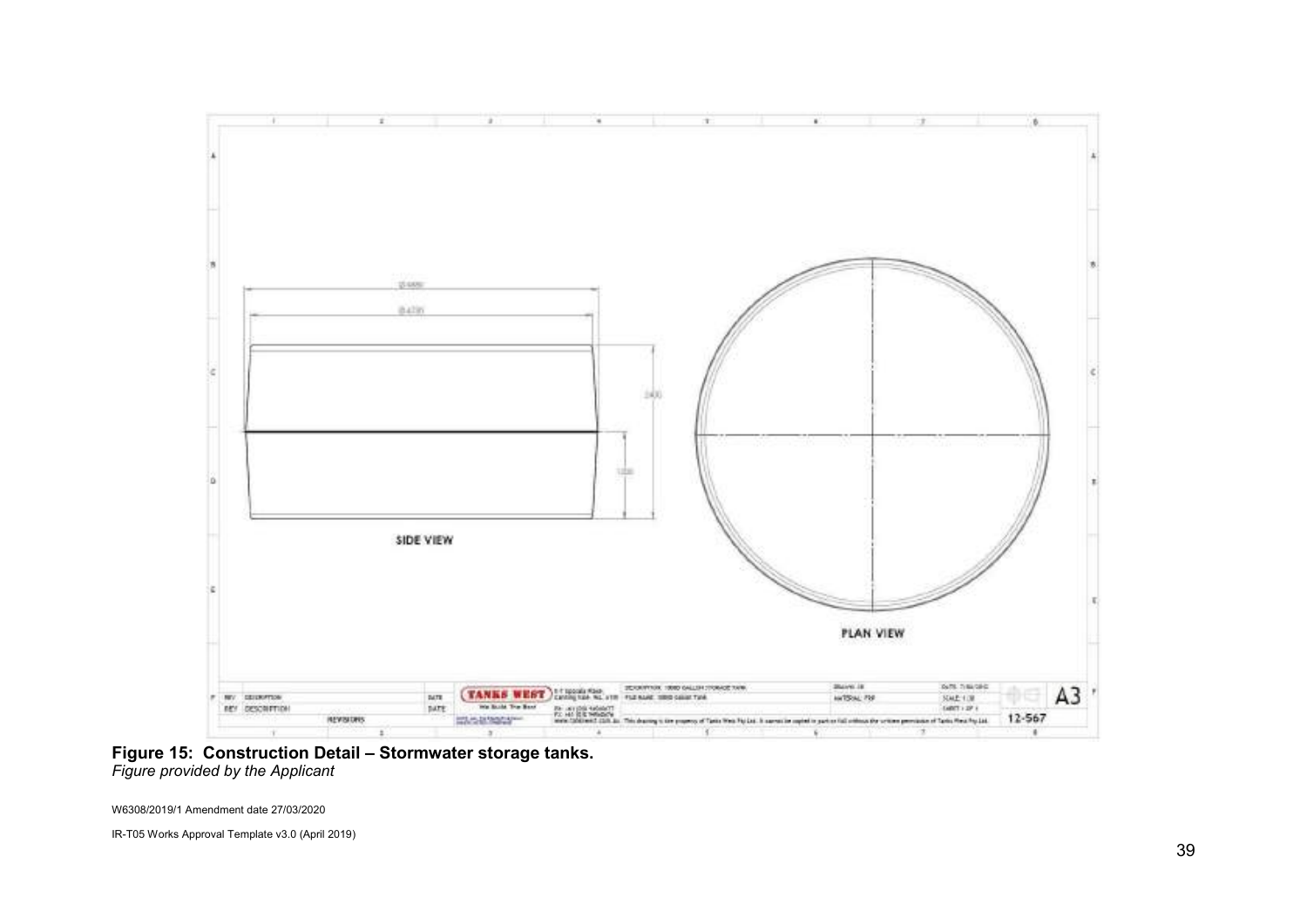**Figure 15: Construction Detail – Stormwater storage tanks.**
*Figure provided by the Applicant*

W6308/2019/1 Amendment date 27/03/2020

IR-T05 Works Approval Template v3.0 (April 2019)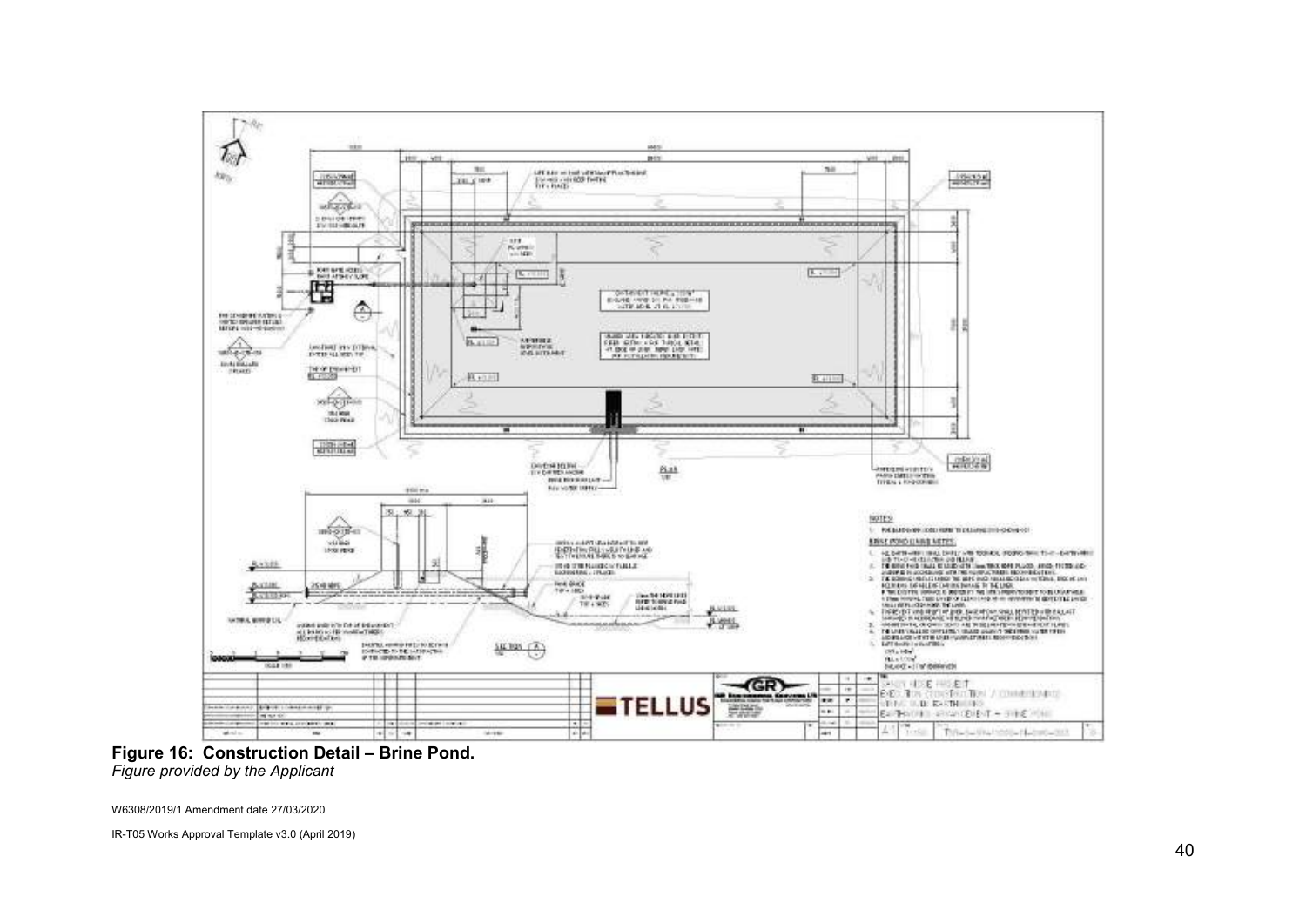**Figure 16: Construction Detail – Brine Pond.**
*Figure provided by the Applicant*

W6308/2019/1 Amendment date 27/03/2020

IR-T05 Works Approval Template v3.0 (April 2019)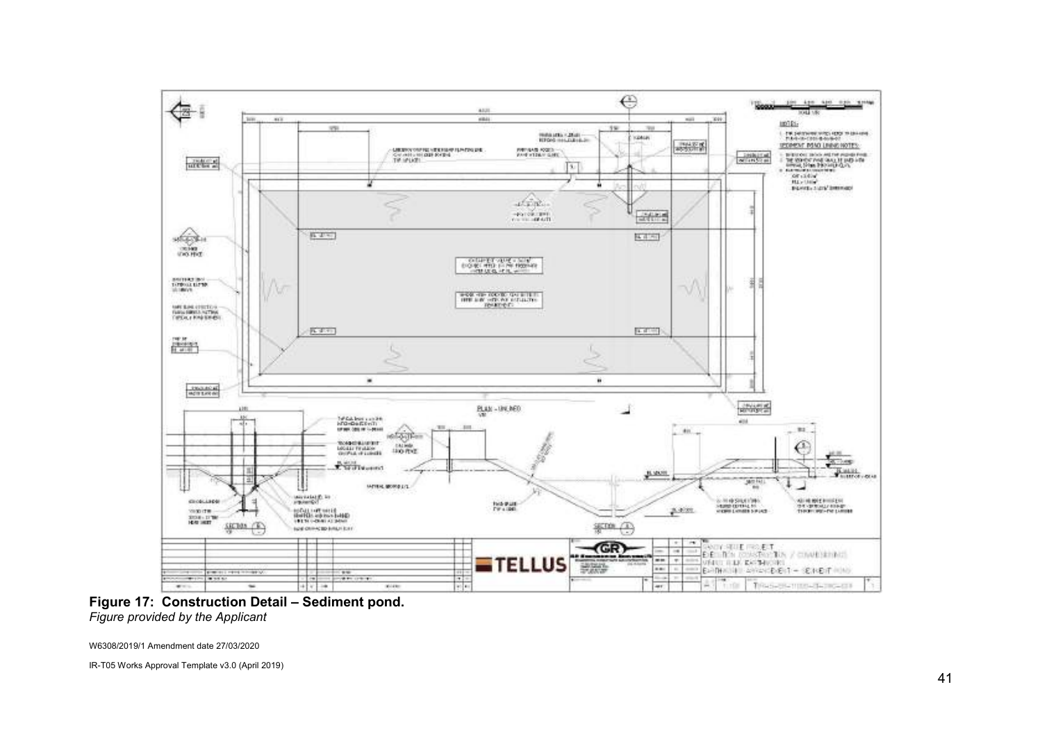**Figure 17: Construction Detail – Sediment pond.**
*Figure provided by the Applicant*

W6308/2019/1 Amendment date 27/03/2020

IR-T05 Works Approval Template v3.0 (April 2019)